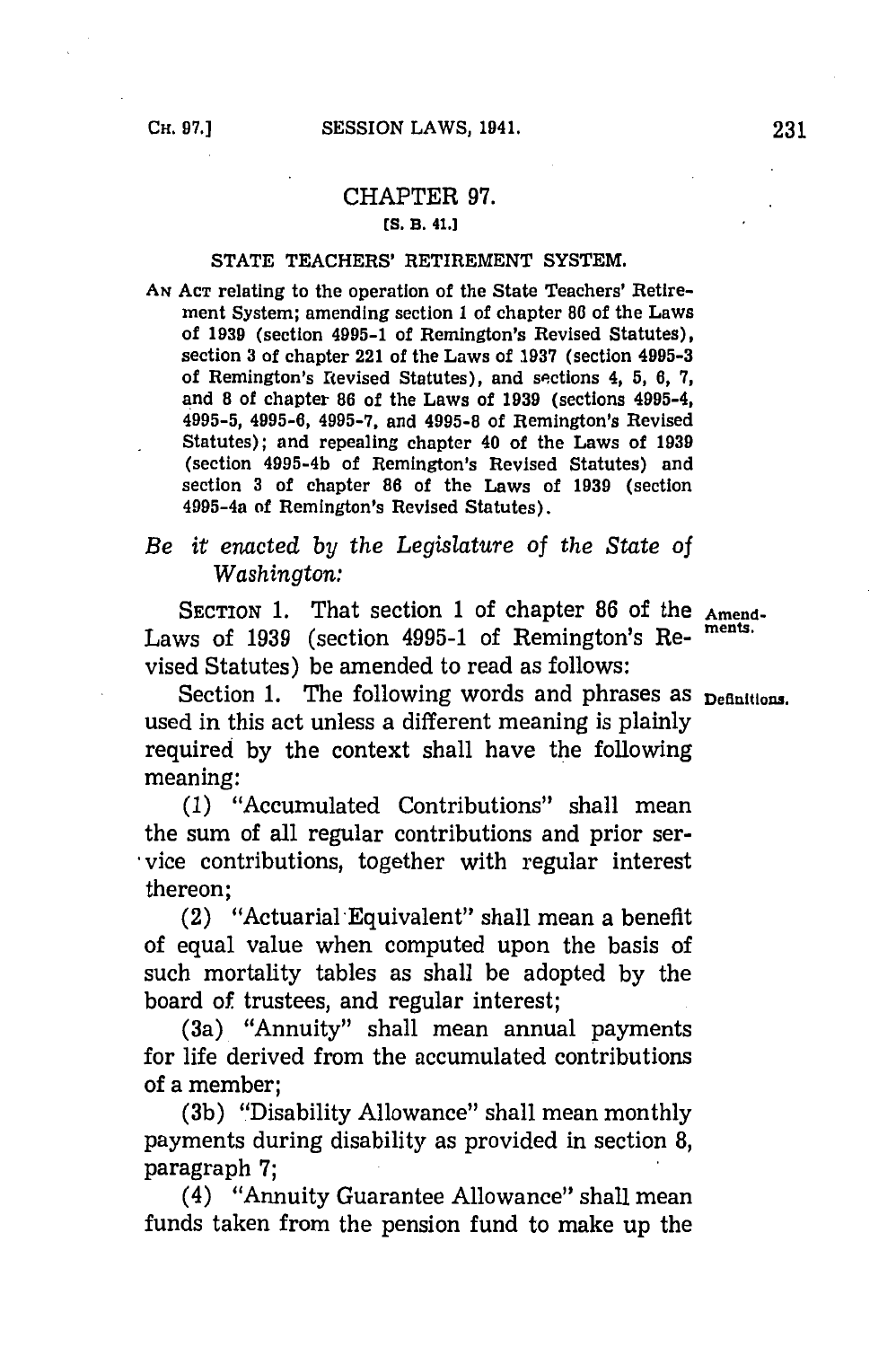# CHAPTER 97.

## [S. B. 41.]

### STATE TEACHERS' RETIREMENT SYSTEM.

AN ACT relating to the operation of the State Teachers' Retirement System; amending section 1 of chapter 86 of the Laws of 1939 (section 4995-1 of Remington's Revised Statutes), section 3 of chapter 221 of the Laws of 1937 (section 4995-3 of Remington's Revised Statutes), and sections 4, 5, 6, 7, and 8 of chapter 86 of the Laws of 1939 (sections 4995-4, 4995-5, 4995-6, 4995-7, and 4995-8 of Remington's Revised Statutes); and repealing chapter 40 of the Laws of 1939 (section 4995-4b of Remington's Revised Statutes) and section 3 of chapter 86 of the Laws of 1939 (section 4995-4a of Remington's Revised Statutes).

*Be it enacted by the Legislature of the State of Washington:*

SECTION 1. That section 1 of chapter 86 of the Laws of 1939 (section 4995-1 of Remington's Revised Statutes) be amended to read as follows:

Amendments.

Section 1. The following words and phrases as used in this act unless a different meaning is plainly required by the context shall have the following meaning:

Definitions.

(1) "Accumulated Contributions" shall mean the sum of all regular contributions and prior service contributions, together with regular interest thereon;

(2) "Actuarial Equivalent" shall mean a benefit of equal value when computed upon the basis of such mortality tables as shall be adopted by the board of trustees, and regular interest;

(3a) "Annuity" shall mean annual payments for life derived from the accumulated contributions of a member;

(3b) "Disability Allowance" shall mean monthly payments during disability as provided in section 8, paragraph 7;

(4) "Annuity Guarantee Allowance" shall mean funds taken from the pension fund to make up the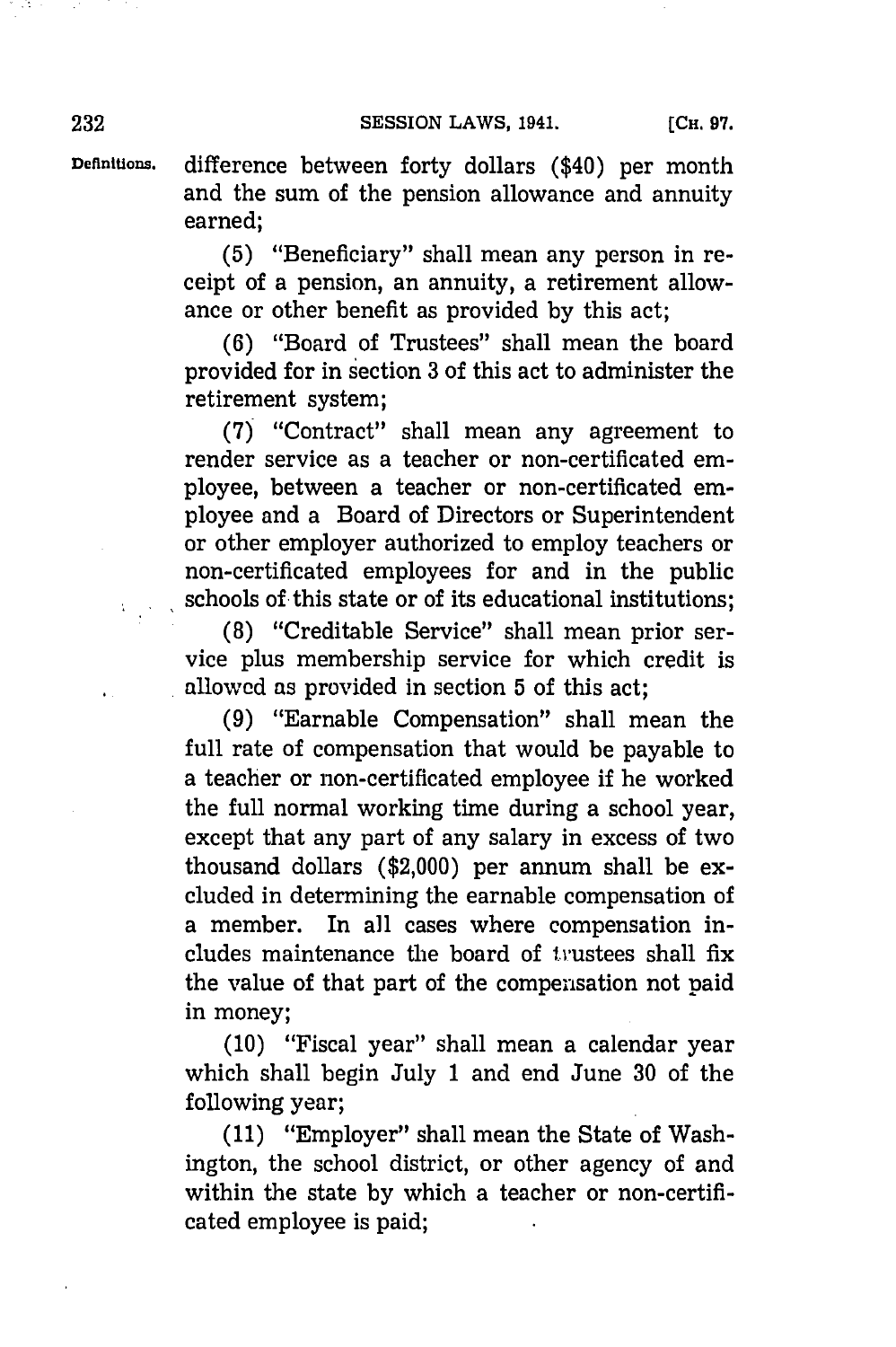difference between forty dollars ($40) per month and the sum of the pension allowance and annuity earned;

(5) "Beneficiary" shall mean any person in receipt of a pension, an annuity, a retirement allowance or other benefit as provided by this act;

(6) "Board of Trustees" shall mean the board provided for in section 3 of this act to administer the retirement system;

(7) "Contract" shall mean any agreement to render service as a teacher or non-certificated employee, between a teacher or non-certificated employee and a Board of Directors or Superintendent or other employer authorized to employ teachers or non-certificated employees for and in the public schools of this state or of its educational institutions;

(8) "Creditable Service" shall mean prior service plus membership service for which credit is allowed as provided in section 5 of this act;

(9) "Earnable Compensation" shall mean the full rate of compensation that would be payable to a teacher or non-certificated employee if he worked the full normal working time during a school year, except that any part of any salary in excess of two thousand dollars ($2,000) per annum shall be excluded in determining the earnable compensation of a member. In all cases where compensation includes maintenance the board of trustees shall fix the value of that part of the compensation not paid in money;

(10) "Fiscal year" shall mean a calendar year which shall begin July 1 and end June 30 of the following year;

(11) "Employer" shall mean the State of Washington, the school district, or other agency of and within the state by which a teacher or non-certificated employee is paid;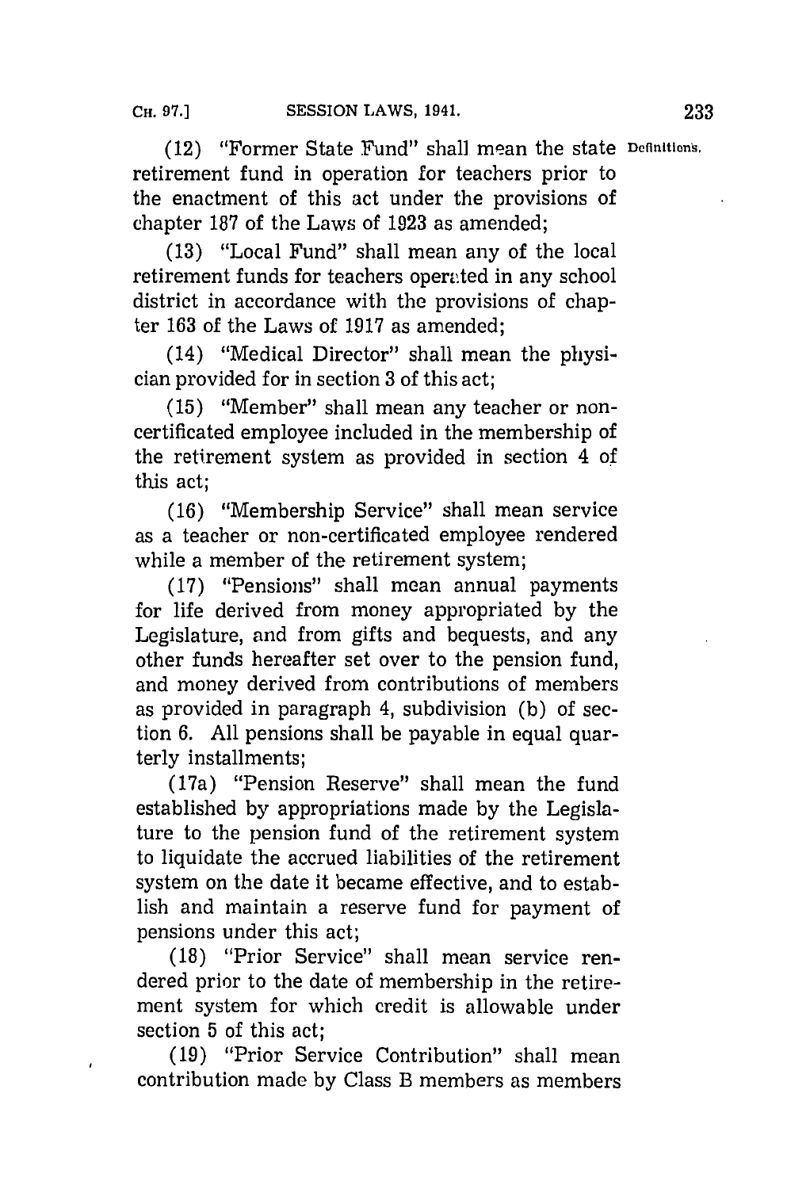(12) "Former State Fund" shall mean the state retirement fund in operation for teachers prior to the enactment of this act under the provisions of chapter 187 of the Laws of 1923 as amended;

Definitions.

(13) "Local Fund" shall mean any of the local retirement funds for teachers operated in any school district in accordance with the provisions of chapter 163 of the Laws of 1917 as amended;

(14) "Medical Director" shall mean the physician provided for in section 3 of this act;

(15) "Member" shall mean any teacher or non-certificated employee included in the membership of the retirement system as provided in section 4 of this act;

(16) "Membership Service" shall mean service as a teacher or non-certificated employee rendered while a member of the retirement system;

(17) "Pensions" shall mean annual payments for life derived from money appropriated by the Legislature, and from gifts and bequests, and any other funds hereafter set over to the pension fund, and money derived from contributions of members as provided in paragraph 4, subdivision (b) of section 6. All pensions shall be payable in equal quarterly installments;

(17a) "Pension Reserve" shall mean the fund established by appropriations made by the Legislature to the pension fund of the retirement system to liquidate the accrued liabilities of the retirement system on the date it became effective, and to establish and maintain a reserve fund for payment of pensions under this act;

(18) "Prior Service" shall mean service rendered prior to the date of membership in the retirement system for which credit is allowable under section 5 of this act;

(19) "Prior Service Contribution" shall mean contribution made by Class B members as members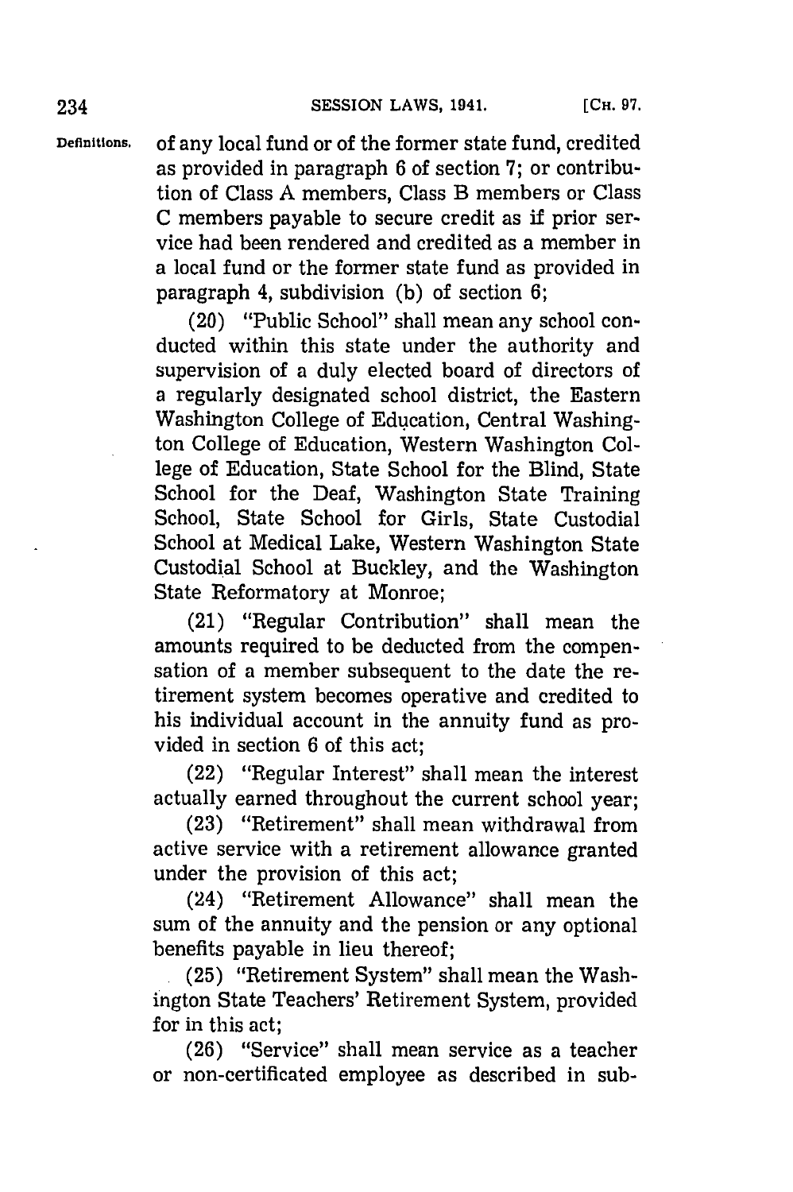of any local fund or of the former state fund, credited as provided in paragraph 6 of section 7; or contribution of Class A members, Class B members or Class C members payable to secure credit as if prior service had been rendered and credited as a member in a local fund or the former state fund as provided in paragraph 4, subdivision (b) of section 6;

(20) "Public School" shall mean any school conducted within this state under the authority and supervision of a duly elected board of directors of a regularly designated school district, the Eastern Washington College of Education, Central Washington College of Education, Western Washington College of Education, State School for the Blind, State School for the Deaf, Washington State Training School, State School for Girls, State Custodial School at Medical Lake, Western Washington State Custodial School at Buckley, and the Washington State Reformatory at Monroe;

(21) "Regular Contribution" shall mean the amounts required to be deducted from the compensation of a member subsequent to the date the retirement system becomes operative and credited to his individual account in the annuity fund as provided in section 6 of this act;

(22) "Regular Interest" shall mean the interest actually earned throughout the current school year;

(23) "Retirement" shall mean withdrawal from active service with a retirement allowance granted under the provision of this act;

(24) "Retirement Allowance" shall mean the sum of the annuity and the pension or any optional benefits payable in lieu thereof;

(25) "Retirement System" shall mean the Washington State Teachers' Retirement System, provided for in this act;

(26) "Service" shall mean service as a teacher or non-certificated employee as described in sub-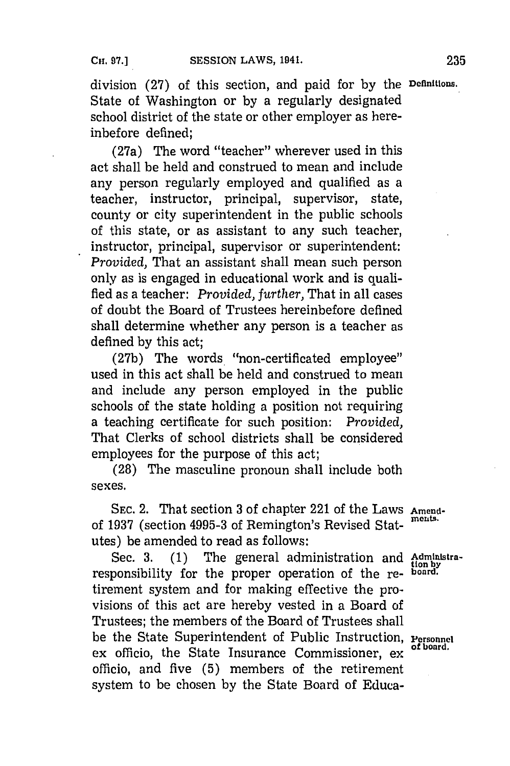division (27) of this section, and paid for by the State of Washington or by a regularly designated school district of the state or other employer as hereinbefore defined;

Definitions.

(27a) The word "teacher" wherever used in this act shall be held and construed to mean and include any person regularly employed and qualified as a teacher, instructor, principal, supervisor, state, county or city superintendent in the public schools of this state, or as assistant to any such teacher, instructor, principal, supervisor or superintendent: *Provided,* That an assistant shall mean such person only as is engaged in educational work and is qualified as a teacher: *Provided, further,* That in all cases of doubt the Board of Trustees hereinbefore defined shall determine whether any person is a teacher as defined by this act;

(27b) The words "non-certificated employee" used in this act shall be held and construed to mean and include any person employed in the public schools of the state holding a position not requiring a teaching certificate for such position: *Provided,* That Clerks of school districts shall be considered employees for the purpose of this act;

(28) The masculine pronoun shall include both sexes.

SEC. 2. That section 3 of chapter 221 of the Laws of 1937 (section 4995-3 of Remington's Revised Statutes) be amended to read as follows:

Amendments.

Sec. 3. (1) The general administration and responsibility for the proper operation of the retirement system and for making effective the provisions of this act are hereby vested in a Board of Trustees; the members of the Board of Trustees shall be the State Superintendent of Public Instruction, ex officio, the State Insurance Commissioner, ex officio, and five (5) members of the retirement system to be chosen by the State Board of Educa-

Administration by board.

Personnel of board.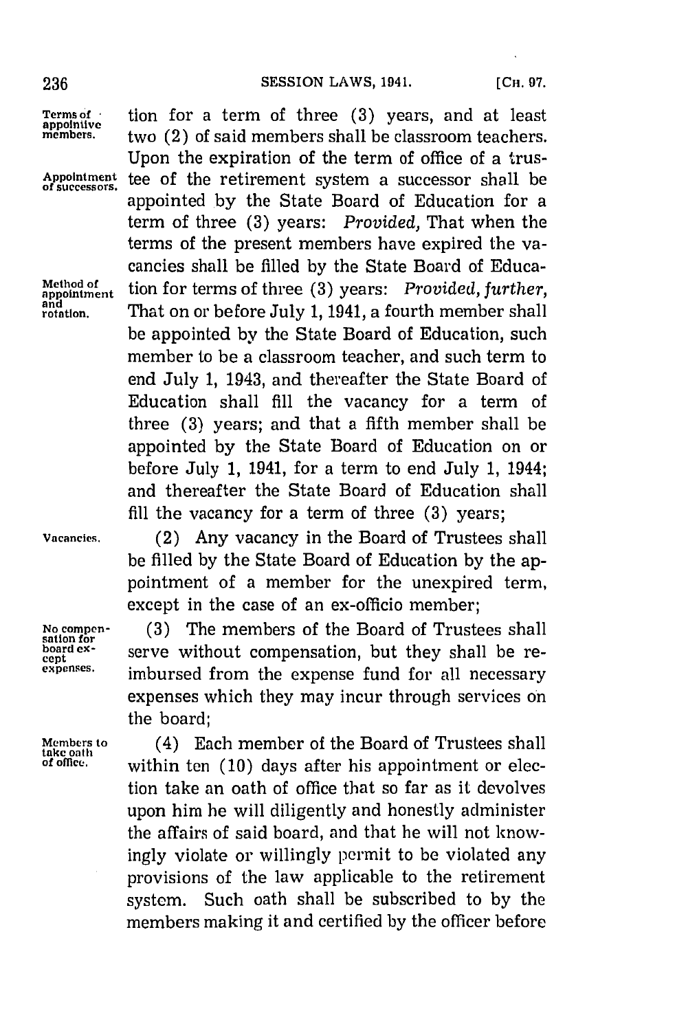tion for a term of three (3) years, and at least two (2) of said members shall be classroom teachers. Upon the expiration of the term of office of a trustee of the retirement system a successor shall be appointed by the State Board of Education for a term of three (3) years: *Provided,* That when the terms of the present members have expired the vacancies shall be filled by the State Board of Education for terms of three (3) years: *Provided, further,* That on or before July 1, 1941, a fourth member shall be appointed by the State Board of Education, such member to be a classroom teacher, and such term to end July 1, 1943, and thereafter the State Board of Education shall fill the vacancy for a term of three (3) years; and that a fifth member shall be appointed by the State Board of Education on or before July 1, 1941, for a term to end July 1, 1944; and thereafter the State Board of Education shall fill the vacancy for a term of three (3) years;

(2) Any vacancy in the Board of Trustees shall be filled by the State Board of Education by the appointment of a member for the unexpired term, except in the case of an ex-officio member;

(3) The members of the Board of Trustees shall serve without compensation, but they shall be reimbursed from the expense fund for all necessary expenses which they may incur through services on the board;

(4) Each member of the Board of Trustees shall within ten (10) days after his appointment or election take an oath of office that so far as it devolves upon him he will diligently and honestly administer the affairs of said board, and that he will not knowingly violate or willingly permit to be violated any provisions of the law applicable to the retirement system. Such oath shall be subscribed to by the members making it and certified by the officer before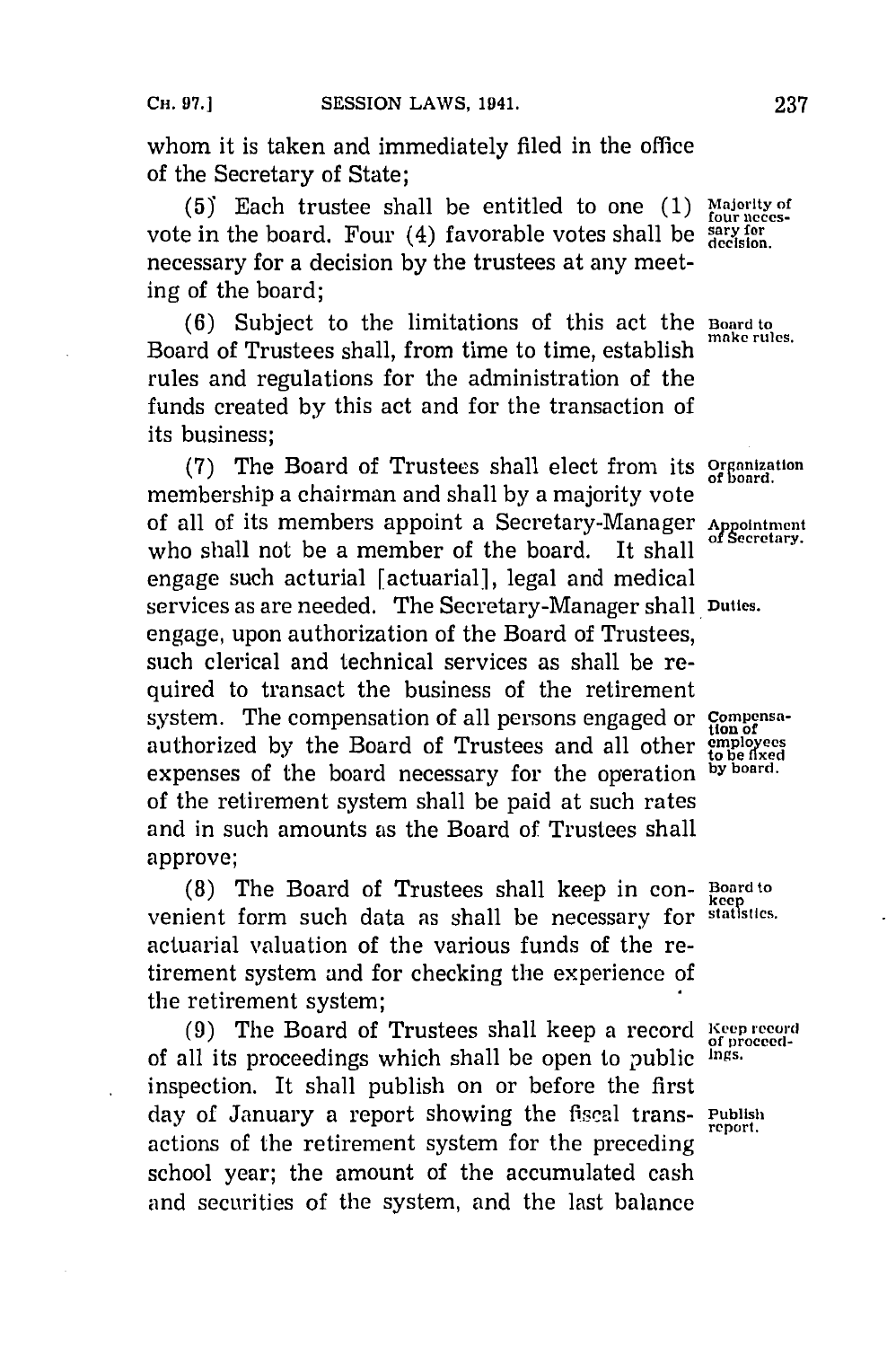whom it is taken and immediately filed in the office of the Secretary of State;

(5) Each trustee shall be entitled to one (1) vote in the board. Four (4) favorable votes shall be necessary for a decision by the trustees at any meeting of the board;

*Majority of four necessary for decision.*

(6) Subject to the limitations of this act the Board of Trustees shall, from time to time, establish rules and regulations for the administration of the funds created by this act and for the transaction of its business;

*Board to make rules.*

(7) The Board of Trustees shall elect from its membership a chairman and shall by a majority vote of all of its members appoint a Secretary-Manager who shall not be a member of the board. It shall engage such acturial [actuarial], legal and medical services as are needed. The Secretary-Manager shall engage, upon authorization of the Board of Trustees, such clerical and technical services as shall be required to transact the business of the retirement system. The compensation of all persons engaged or authorized by the Board of Trustees and all other expenses of the board necessary for the operation of the retirement system shall be paid at such rates and in such amounts as the Board of Trustees shall approve;

*Organization of board.*

*Appointment of Secretary.*

*Duties.*

*Compensation of employees to be fixed by board.*

(8) The Board of Trustees shall keep in convenient form such data as shall be necessary for actuarial valuation of the various funds of the retirement system and for checking the experience of the retirement system;

*Board to keep statistics.*

(9) The Board of Trustees shall keep a record of all its proceedings which shall be open to public inspection. It shall publish on or before the first day of January a report showing the fiscal transactions of the retirement system for the preceding school year; the amount of the accumulated cash and securities of the system, and the last balance

*Keep record of proceedings.*

*Publish report.*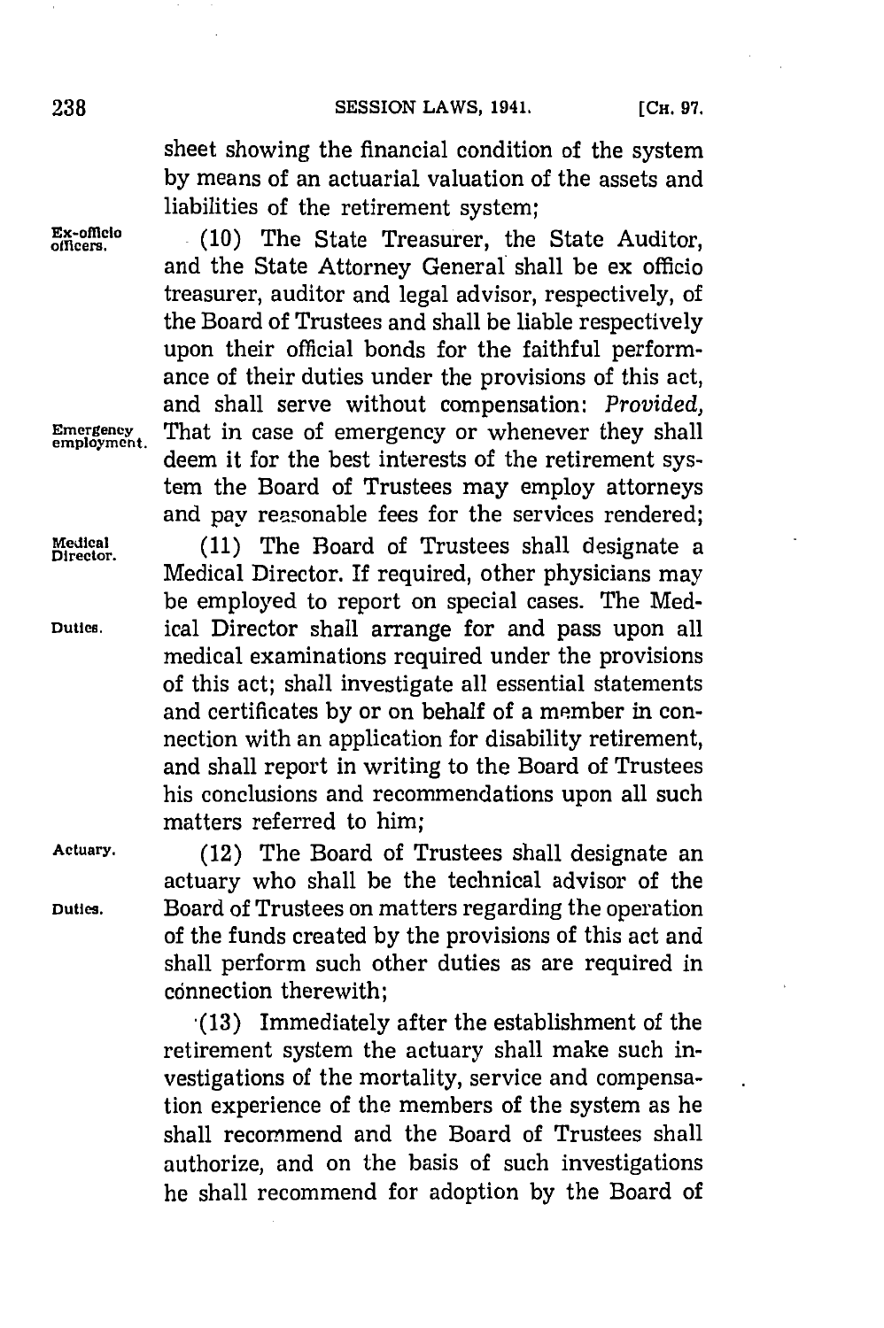sheet showing the financial condition of the system by means of an actuarial valuation of the assets and liabilities of the retirement system;

Ex-officio officers.

(10) The State Treasurer, the State Auditor, and the State Attorney General shall be ex officio treasurer, auditor and legal advisor, respectively, of the Board of Trustees and shall be liable respectively upon their official bonds for the faithful performance of their duties under the provisions of this act, and shall serve without compensation: *Provided*, That in case of emergency or whenever they shall deem it for the best interests of the retirement system the Board of Trustees may employ attorneys and pay reasonable fees for the services rendered;

Emergency employment.

Medical Director.

(11) The Board of Trustees shall designate a Medical Director. If required, other physicians may be employed to report on special cases. The Medical Director shall arrange for and pass upon all medical examinations required under the provisions of this act; shall investigate all essential statements and certificates by or on behalf of a member in connection with an application for disability retirement, and shall report in writing to the Board of Trustees his conclusions and recommendations upon all such matters referred to him;

Duties.

Actuary.

(12) The Board of Trustees shall designate an actuary who shall be the technical advisor of the Board of Trustees on matters regarding the operation of the funds created by the provisions of this act and shall perform such other duties as are required in connection therewith;

Duties.

(13) Immediately after the establishment of the retirement system the actuary shall make such investigations of the mortality, service and compensation experience of the members of the system as he shall recommend and the Board of Trustees shall authorize, and on the basis of such investigations he shall recommend for adoption by the Board of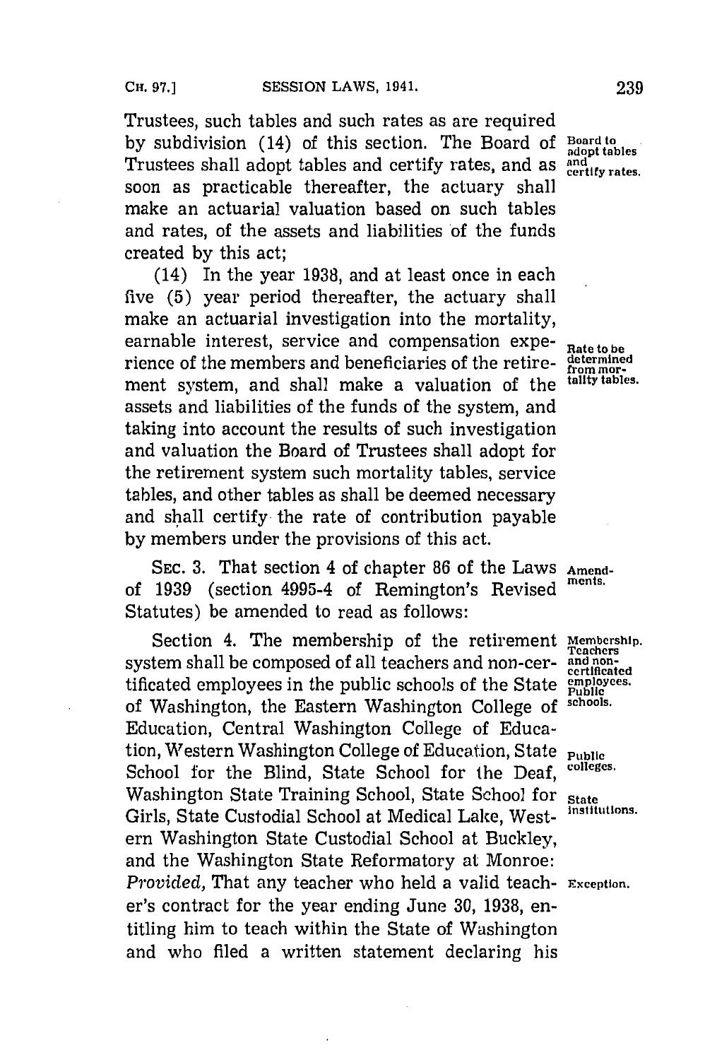Trustees, such tables and such rates as are required by subdivision (14) of this section. The Board of Trustees shall adopt tables and certify rates, and as soon as practicable thereafter, the actuary shall make an actuarial valuation based on such tables and rates, of the assets and liabilities of the funds created by this act;

Board to adopt tables and certify rates.

(14) In the year 1938, and at least once in each five (5) year period thereafter, the actuary shall make an actuarial investigation into the mortality, earnable interest, service and compensation experience of the members and beneficiaries of the retirement system, and shall make a valuation of the assets and liabilities of the funds of the system, and taking into account the results of such investigation and valuation the Board of Trustees shall adopt for the retirement system such mortality tables, service tables, and other tables as shall be deemed necessary and shall certify the rate of contribution payable by members under the provisions of this act.

Rate to be determined from mortality tables.

SEC. 3. That section 4 of chapter 86 of the Laws of 1939 (section 4995-4 of Remington's Revised Statutes) be amended to read as follows:

Amendments.

Section 4. The membership of the retirement system shall be composed of all teachers and non-certificated employees in the public schools of the State of Washington, the Eastern Washington College of Education, Central Washington College of Education, Western Washington College of Education, State School for the Blind, State School for the Deaf, Washington State Training School, State School for Girls, State Custodial School at Medical Lake, Western Washington State Custodial School at Buckley, and the Washington State Reformatory at Monroe: *Provided*, That any teacher who held a valid teacher's contract for the year ending June 30, 1938, entitling him to teach within the State of Washington and who filed a written statement declaring his

Membership. Teachers and non-certificated employees. Public schools.

Public colleges.

State institutions.

Exception.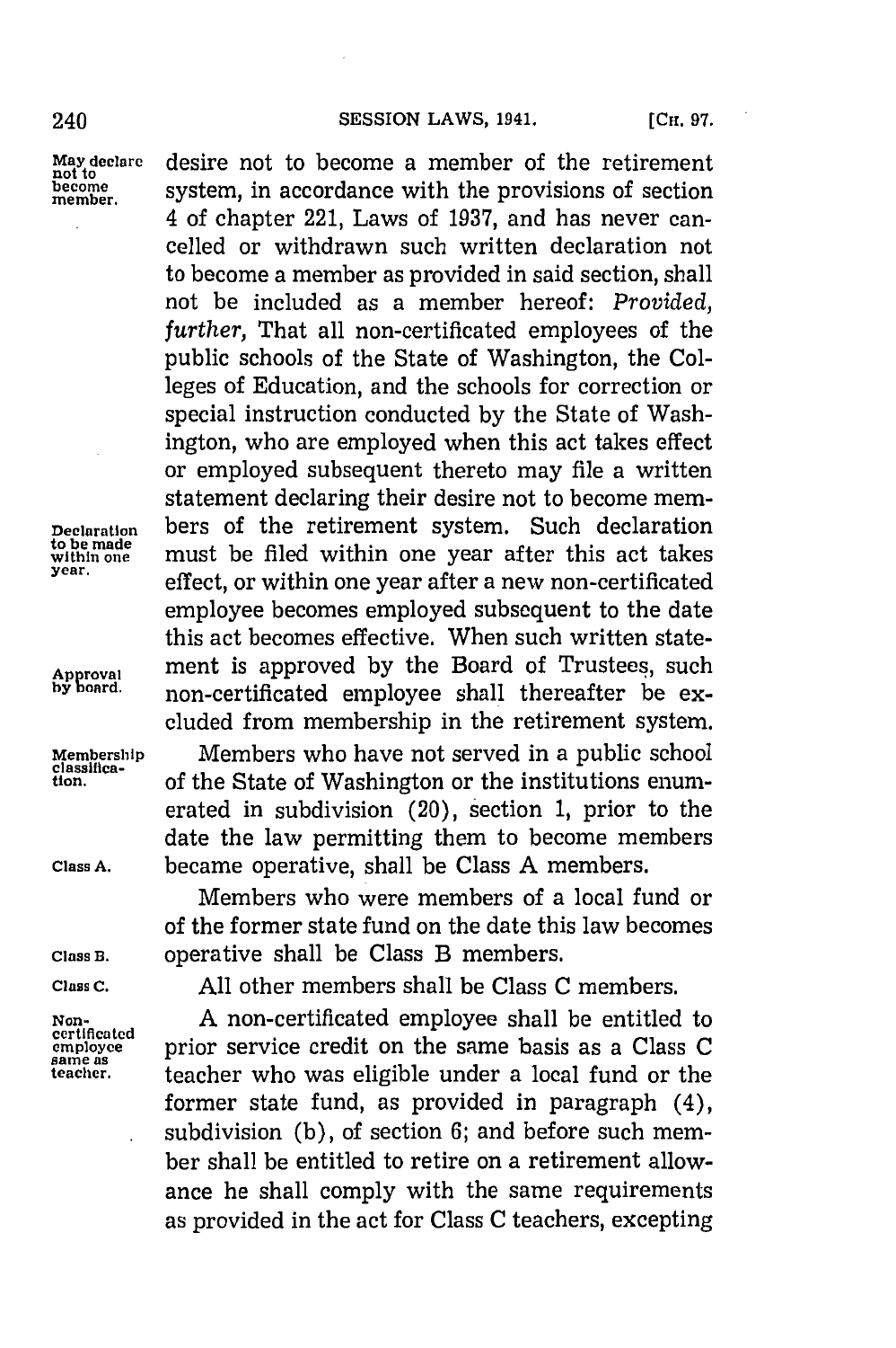desire not to become a member of the retirement system, in accordance with the provisions of section 4 of chapter 221, Laws of 1937, and has never cancelled or withdrawn such written declaration not to become a member as provided in said section, shall not be included as a member hereof: *Provided, further,* That all non-certificated employees of the public schools of the State of Washington, the Colleges of Education, and the schools for correction or special instruction conducted by the State of Washington, who are employed when this act takes effect or employed subsequent thereto may file a written statement declaring their desire not to become members of the retirement system. Such declaration must be filed within one year after this act takes effect, or within one year after a new non-certificated employee becomes employed subsequent to the date this act becomes effective. When such written statement is approved by the Board of Trustees, such non-certificated employee shall thereafter be excluded from membership in the retirement system.

*May declare not to become member.*

*Declaration to be made within one year.*

*Approval by board.*

*Membership classification.*

*Class A.*

Members who have not served in a public school of the State of Washington or the institutions enumerated in subdivision (20), section 1, prior to the date the law permitting them to become members became operative, shall be Class A members.

*Class B.*

Members who were members of a local fund or of the former state fund on the date this law becomes operative shall be Class B members.

*Class C.*

All other members shall be Class C members.

*Non-certificated employee same as teacher.*

A non-certificated employee shall be entitled to prior service credit on the same basis as a Class C teacher who was eligible under a local fund or the former state fund, as provided in paragraph (4), subdivision (b), of section 6; and before such member shall be entitled to retire on a retirement allowance he shall comply with the same requirements as provided in the act for Class C teachers, excepting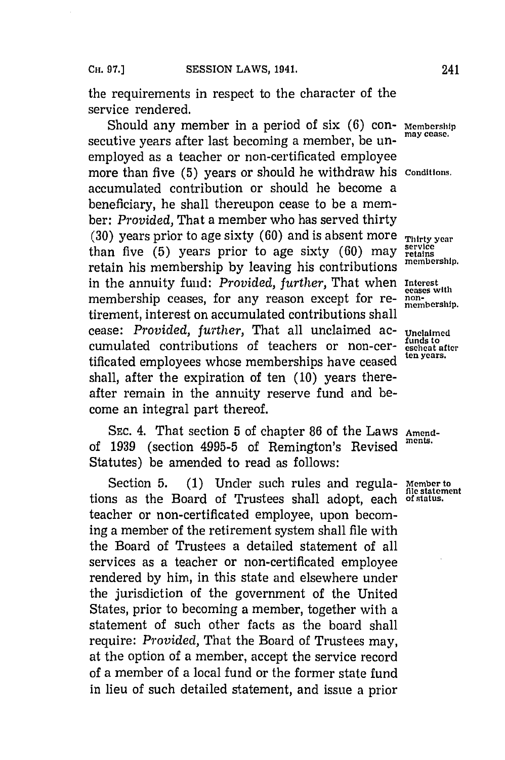the requirements in respect to the character of the service rendered.

Should any member in a period of six (6) consecutive years after last becoming a member, be unemployed as a teacher or non-certificated employee more than five (5) years or should he withdraw his accumulated contribution or should he become a beneficiary, he shall thereupon cease to be a member: *Provided*, That a member who has served thirty (30) years prior to age sixty (60) and is absent more than five (5) years prior to age sixty (60) may retain his membership by leaving his contributions in the annuity fund: *Provided, further*, That when membership ceases, for any reason except for retirement, interest on accumulated contributions shall cease: *Provided, further*, That all unclaimed accumulated contributions of teachers or non-certificated employees whose memberships have ceased shall, after the expiration of ten (10) years thereafter remain in the annuity reserve fund and become an integral part thereof.

Membership may cease.

Conditions.

Thirty year service retains membership.

Interest ceases with non-membership.

Unclaimed funds to escheat after ten years.

SEC. 4. That section 5 of chapter 86 of the Laws of 1939 (section 4995-5 of Remington's Revised Statutes) be amended to read as follows:

Amendments.

Section 5. (1) Under such rules and regulations as the Board of Trustees shall adopt, each teacher or non-certificated employee, upon becoming a member of the retirement system shall file with the Board of Trustees a detailed statement of all services as a teacher or non-certificated employee rendered by him, in this state and elsewhere under the jurisdiction of the government of the United States, prior to becoming a member, together with a statement of such other facts as the board shall require: *Provided*, That the Board of Trustees may, at the option of a member, accept the service record of a member of a local fund or the former state fund in lieu of such detailed statement, and issue a prior

Member to file statement of status.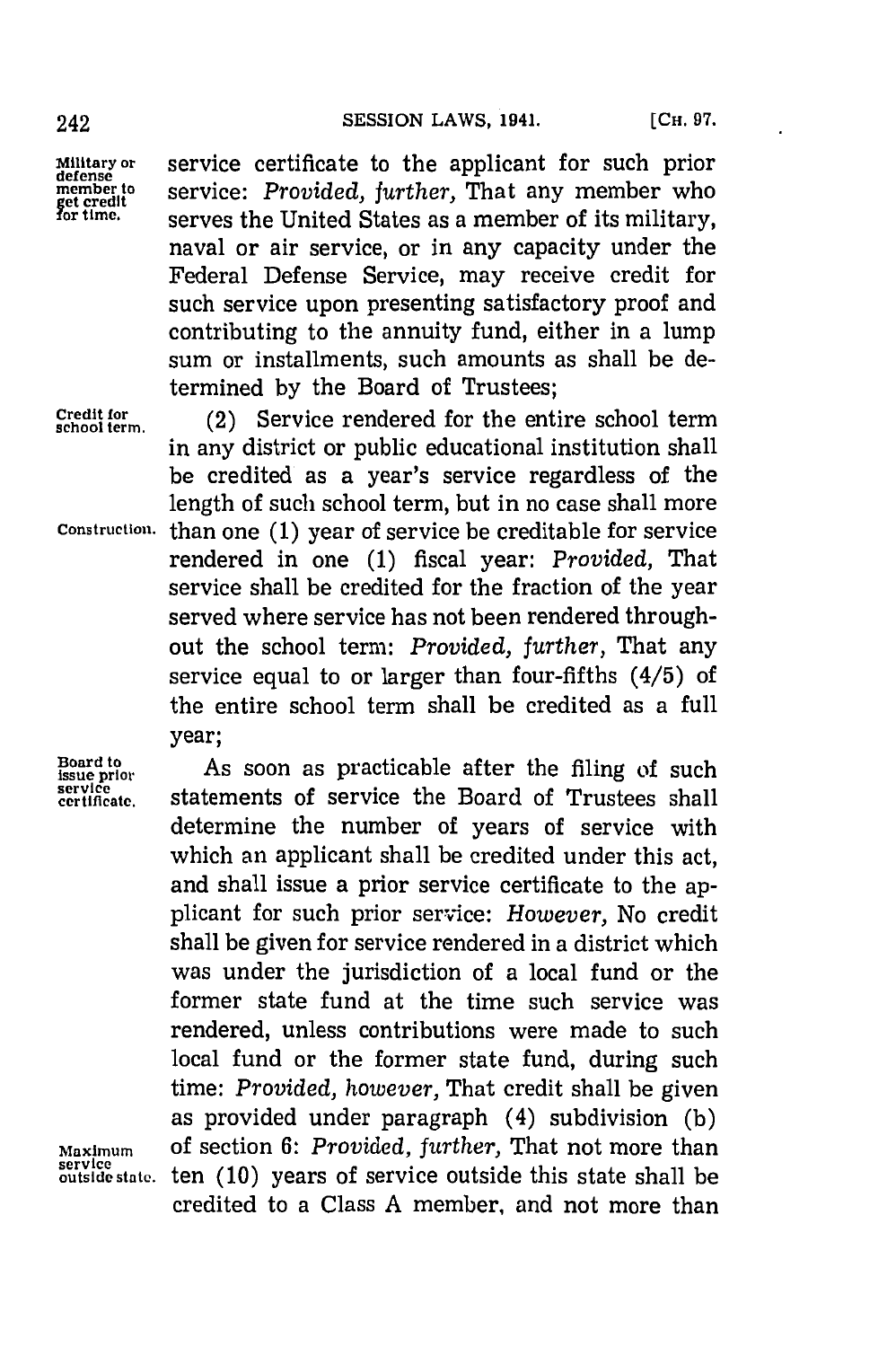service certificate to the applicant for such prior service: *Provided, further,* That any member who serves the United States as a member of its military, naval or air service, or in any capacity under the Federal Defense Service, may receive credit for such service upon presenting satisfactory proof and contributing to the annuity fund, either in a lump sum or installments, such amounts as shall be determined by the Board of Trustees;

Military or defense member to get credit for time.

(2) Service rendered for the entire school term in any district or public educational institution shall be credited as a year's service regardless of the length of such school term, but in no case shall more than one (1) year of service be creditable for service rendered in one (1) fiscal year: *Provided,* That service shall be credited for the fraction of the year served where service has not been rendered throughout the school term: *Provided, further,* That any service equal to or larger than four-fifths (4/5) of the entire school term shall be credited as a full year;

Credit for school term.

Construction.

As soon as practicable after the filing of such statements of service the Board of Trustees shall determine the number of years of service with which an applicant shall be credited under this act, and shall issue a prior service certificate to the applicant for such prior service: *However,* No credit shall be given for service rendered in a district which was under the jurisdiction of a local fund or the former state fund at the time such service was rendered, unless contributions were made to such local fund or the former state fund, during such time: *Provided, however,* That credit shall be given as provided under paragraph (4) subdivision (b) of section 6: *Provided, further,* That not more than ten (10) years of service outside this state shall be credited to a Class A member, and not more than

Board to issue prior service certificate.

Maximum service outside state.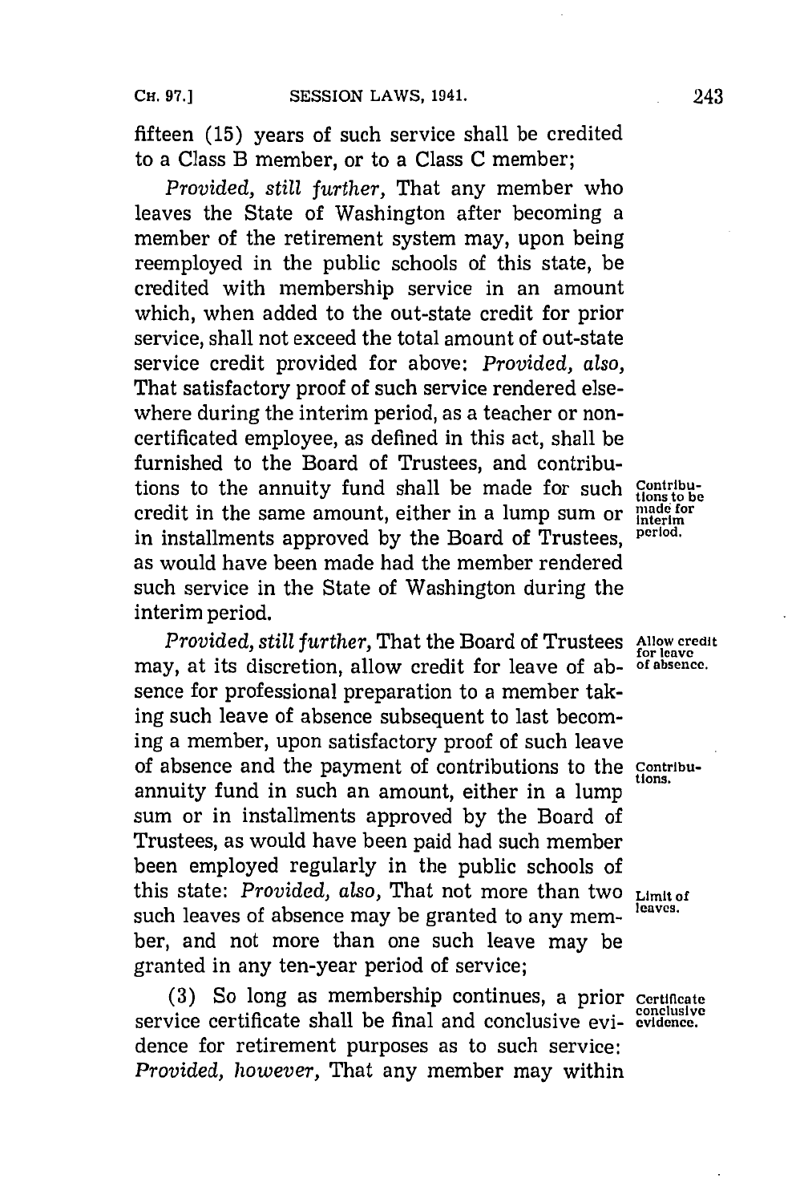fifteen (15) years of such service shall be credited to a Class B member, or to a Class C member;

*Provided, still further,* That any member who leaves the State of Washington after becoming a member of the retirement system may, upon being reemployed in the public schools of this state, be credited with membership service in an amount which, when added to the out-state credit for prior service, shall not exceed the total amount of out-state service credit provided for above: *Provided, also,* That satisfactory proof of such service rendered elsewhere during the interim period, as a teacher or non-certificated employee, as defined in this act, shall be furnished to the Board of Trustees, and contributions to the annuity fund shall be made for such credit in the same amount, either in a lump sum or in installments approved by the Board of Trustees, as would have been made had the member rendered such service in the State of Washington during the interim period.

Contributions to be made for interim period.

*Provided, still further,* That the Board of Trustees may, at its discretion, allow credit for leave of absence for professional preparation to a member taking such leave of absence subsequent to last becoming a member, upon satisfactory proof of such leave of absence and the payment of contributions to the annuity fund in such an amount, either in a lump sum or in installments approved by the Board of Trustees, as would have been paid had such member been employed regularly in the public schools of this state: *Provided, also,* That not more than two such leaves of absence may be granted to any member, and not more than one such leave may be granted in any ten-year period of service;

Allow credit for leave of absence.

Contributions.

Limit of leaves.

(3) So long as membership continues, a prior service certificate shall be final and conclusive evidence for retirement purposes as to such service: *Provided, however,* That any member may within

Certificate conclusive evidence.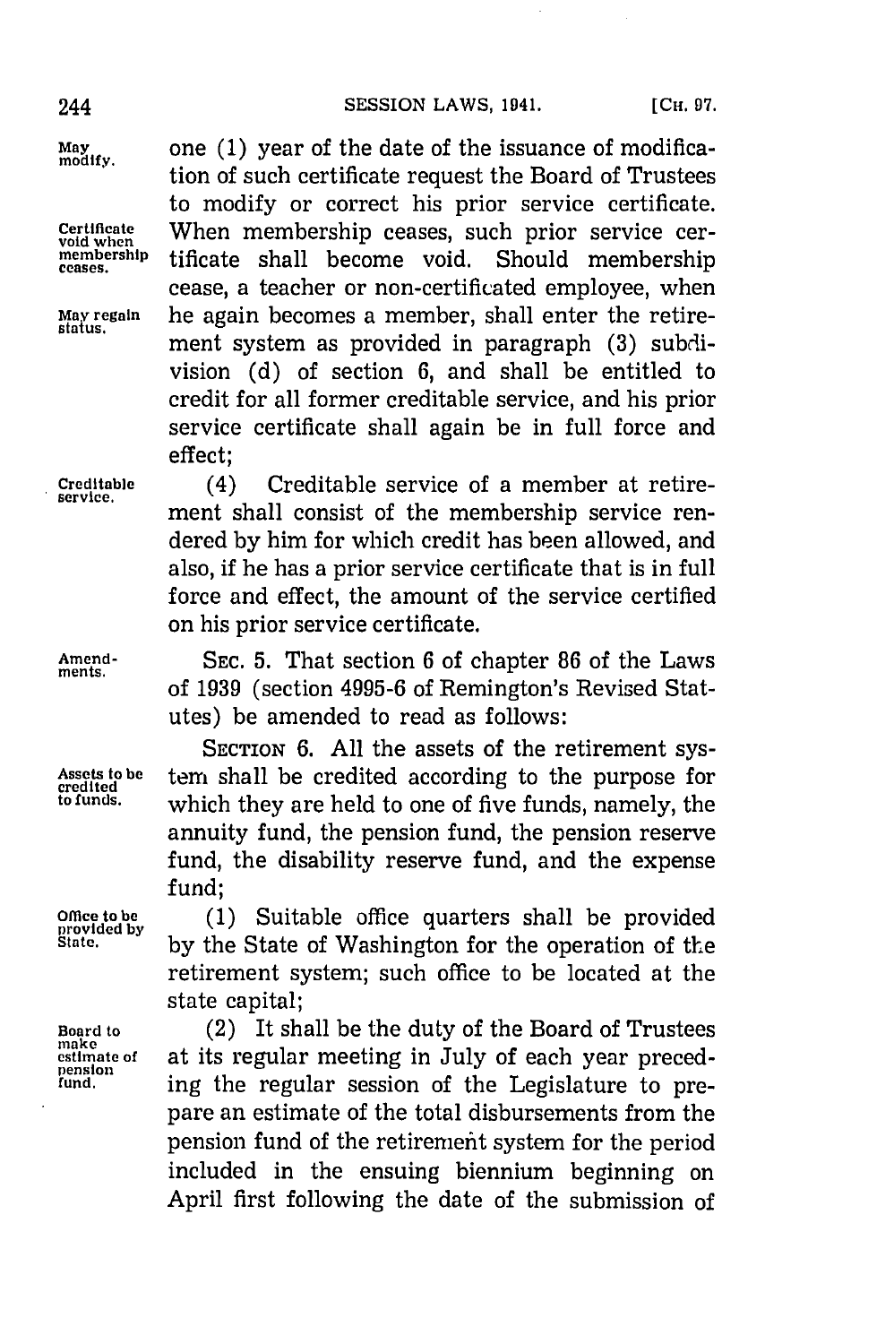one (1) year of the date of the issuance of modification of such certificate request the Board of Trustees to modify or correct his prior service certificate. When membership ceases, such prior service certificate shall become void. Should membership cease, a teacher or non-certificated employee, when he again becomes a member, shall enter the retirement system as provided in paragraph (3) subdivision (d) of section 6, and shall be entitled to credit for all former creditable service, and his prior service certificate shall again be in full force and effect;

(4) Creditable service of a member at retirement shall consist of the membership service rendered by him for which credit has been allowed, and also, if he has a prior service certificate that is in full force and effect, the amount of the service certified on his prior service certificate.

SEC. 5. That section 6 of chapter 86 of the Laws of 1939 (section 4995-6 of Remington's Revised Statutes) be amended to read as follows:

SECTION 6. All the assets of the retirement system shall be credited according to the purpose for which they are held to one of five funds, namely, the annuity fund, the pension fund, the pension reserve fund, the disability reserve fund, and the expense fund;

(1) Suitable office quarters shall be provided by the State of Washington for the operation of the retirement system; such office to be located at the state capital;

(2) It shall be the duty of the Board of Trustees at its regular meeting in July of each year preceding the regular session of the Legislature to prepare an estimate of the total disbursements from the pension fund of the retirement system for the period included in the ensuing biennium beginning on April first following the date of the submission of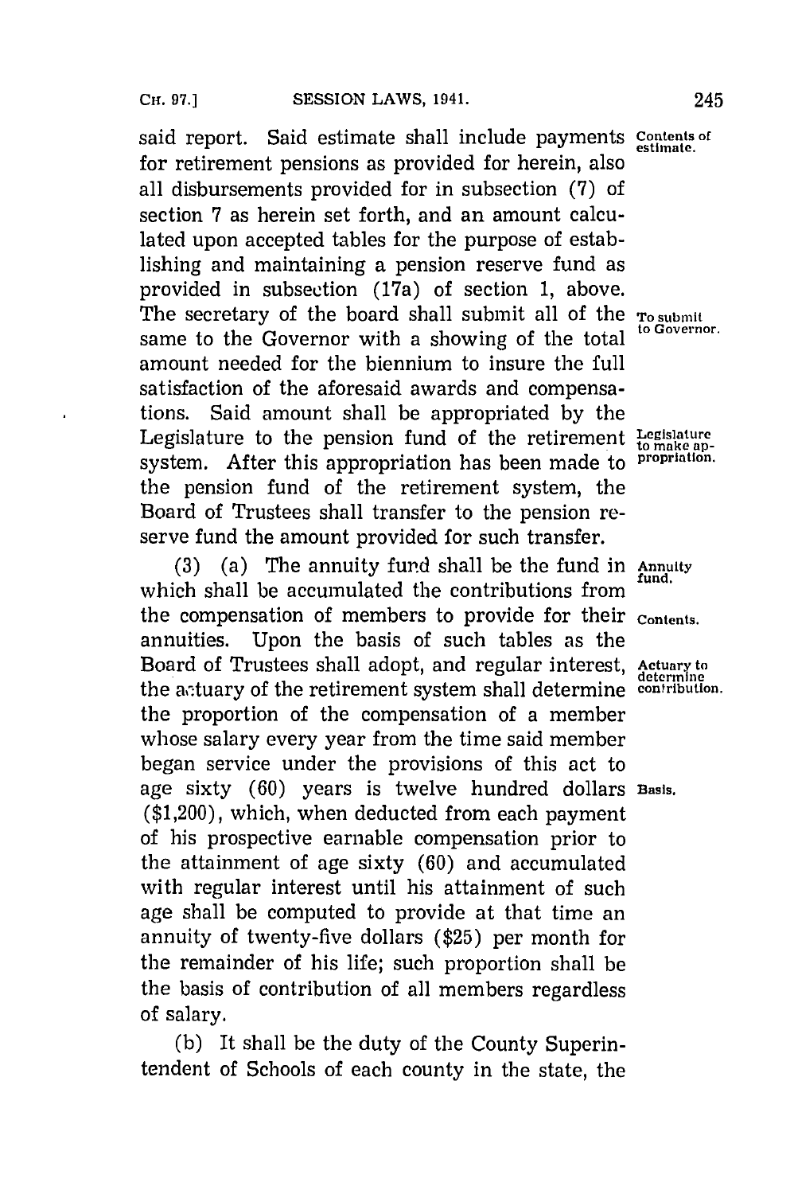said report. Said estimate shall include payments for retirement pensions as provided for herein, also all disbursements provided for in subsection (7) of section 7 as herein set forth, and an amount calculated upon accepted tables for the purpose of establishing and maintaining a pension reserve fund as provided in subsection (17a) of section 1, above. The secretary of the board shall submit all of the same to the Governor with a showing of the total amount needed for the biennium to insure the full satisfaction of the aforesaid awards and compensations. Said amount shall be appropriated by the Legislature to the pension fund of the retirement system. After this appropriation has been made to the pension fund of the retirement system, the Board of Trustees shall transfer to the pension reserve fund the amount provided for such transfer.

*Contents of estimate.*

*To submit to Governor.*

*Legislature to make appropriation.*

(3) (a) The annuity fund shall be the fund in which shall be accumulated the contributions from the compensation of members to provide for their annuities. Upon the basis of such tables as the Board of Trustees shall adopt, and regular interest, the actuary of the retirement system shall determine the proportion of the compensation of a member whose salary every year from the time said member began service under the provisions of this act to age sixty (60) years is twelve hundred dollars ($1,200), which, when deducted from each payment of his prospective earnable compensation prior to the attainment of age sixty (60) and accumulated with regular interest until his attainment of such age shall be computed to provide at that time an annuity of twenty-five dollars ($25) per month for the remainder of his life; such proportion shall be the basis of contribution of all members regardless of salary.

*Annuity fund.*

*Contents.*

*Actuary to determine contribution.*

*Basis.*

(b) It shall be the duty of the County Superintendent of Schools of each county in the state, the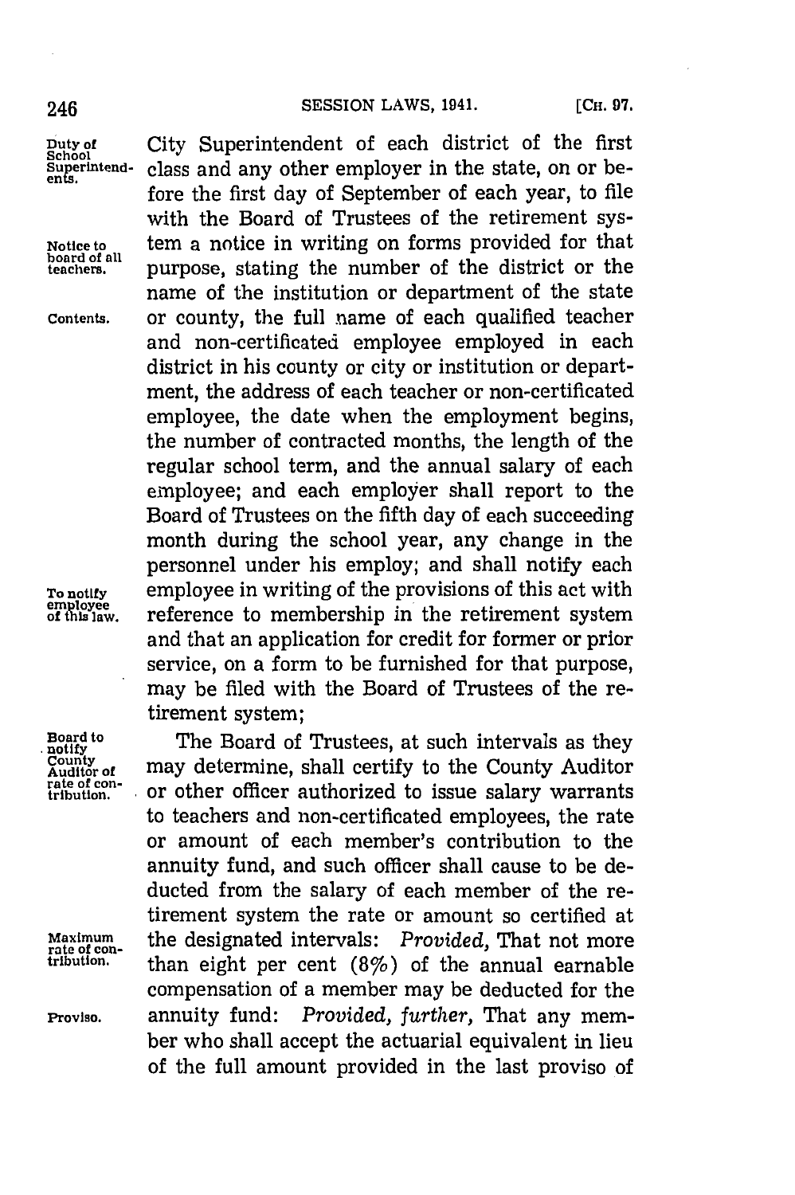City Superintendent of each district of the first class and any other employer in the state, on or before the first day of September of each year, to file with the Board of Trustees of the retirement system a notice in writing on forms provided for that purpose, stating the number of the district or the name of the institution or department of the state or county, the full name of each qualified teacher and non-certificated employee employed in each district in his county or city or institution or department, the address of each teacher or non-certificated employee, the date when the employment begins, the number of contracted months, the length of the regular school term, and the annual salary of each employee; and each employer shall report to the Board of Trustees on the fifth day of each succeeding month during the school year, any change in the personnel under his employ; and shall notify each employee in writing of the provisions of this act with reference to membership in the retirement system and that an application for credit for former or prior service, on a form to be furnished for that purpose, may be filed with the Board of Trustees of the retirement system;

Duty of School Superintendents.

Notice to board of all teachers.

Contents.

To notify employee of this law.

The Board of Trustees, at such intervals as they may determine, shall certify to the County Auditor or other officer authorized to issue salary warrants to teachers and non-certificated employees, the rate or amount of each member's contribution to the annuity fund, and such officer shall cause to be deducted from the salary of each member of the retirement system the rate or amount so certified at the designated intervals: *Provided,* That not more than eight per cent (8%) of the annual earnable compensation of a member may be deducted for the annuity fund: *Provided, further,* That any member who shall accept the actuarial equivalent in lieu of the full amount provided in the last proviso of

Board to notify County Auditor of rate of contribution.

Maximum rate of contribution.

Proviso.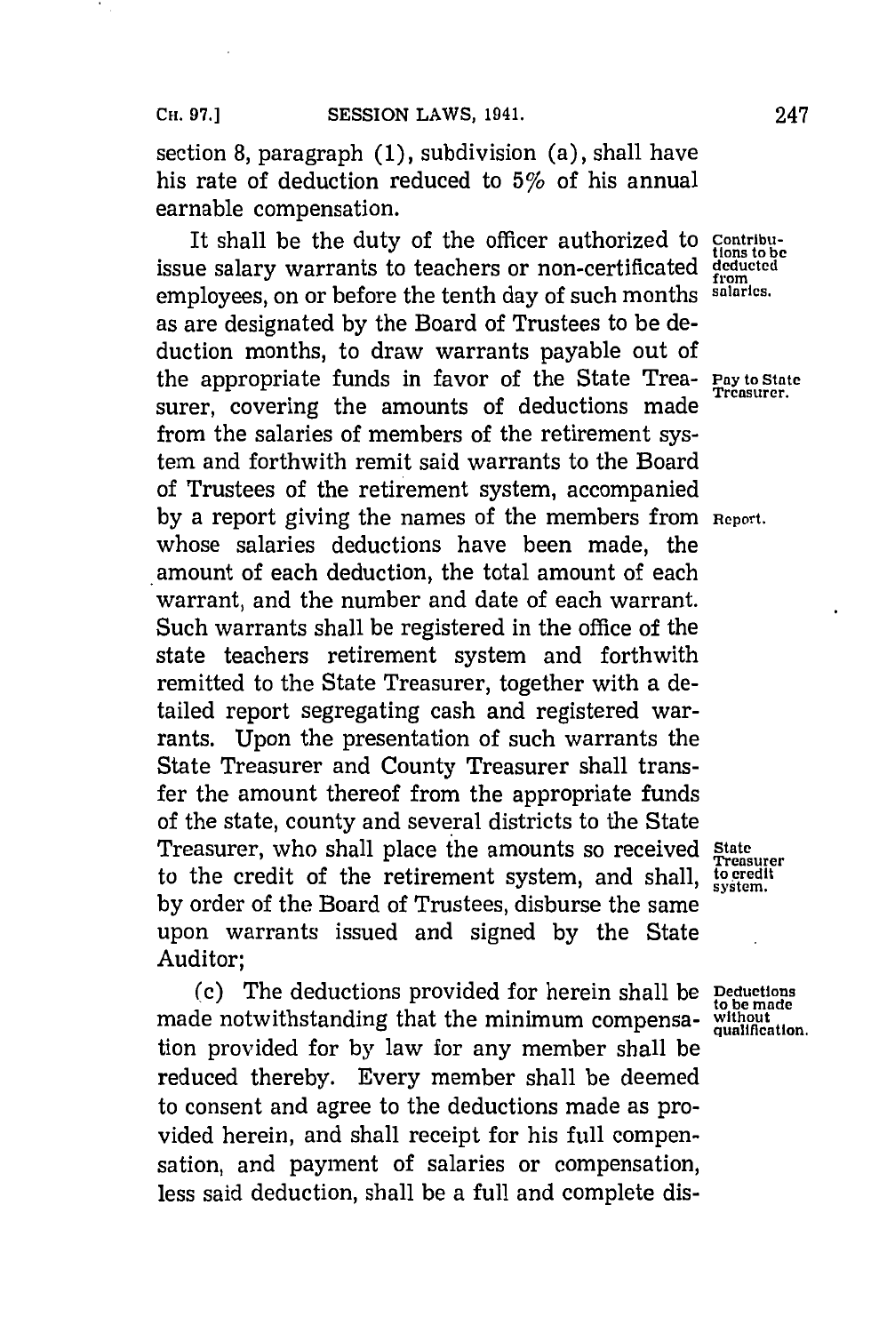section 8, paragraph (1), subdivision (a), shall have his rate of deduction reduced to 5% of his annual earnable compensation.

It shall be the duty of the officer authorized to issue salary warrants to teachers or non-certificated employees, on or before the tenth day of such months as are designated by the Board of Trustees to be deduction months, to draw warrants payable out of the appropriate funds in favor of the State Treasurer, covering the amounts of deductions made from the salaries of members of the retirement system and forthwith remit said warrants to the Board of Trustees of the retirement system, accompanied by a report giving the names of the members from whose salaries deductions have been made, the amount of each deduction, the total amount of each warrant, and the number and date of each warrant. Such warrants shall be registered in the office of the state teachers retirement system and forthwith remitted to the State Treasurer, together with a detailed report segregating cash and registered warrants. Upon the presentation of such warrants the State Treasurer and County Treasurer shall transfer the amount thereof from the appropriate funds of the state, county and several districts to the State Treasurer, who shall place the amounts so received to the credit of the retirement system, and shall, by order of the Board of Trustees, disburse the same upon warrants issued and signed by the State Auditor;

*Contributions to be deducted from salaries.*

*Pay to State Treasurer.*

*Report.*

*State Treasurer to credit system.*

(c) The deductions provided for herein shall be made notwithstanding that the minimum compensation provided for by law for any member shall be reduced thereby. Every member shall be deemed to consent and agree to the deductions made as provided herein, and shall receipt for his full compensation, and payment of salaries or compensation, less said deduction, shall be a full and complete dis-

*Deductions to be made without qualification.*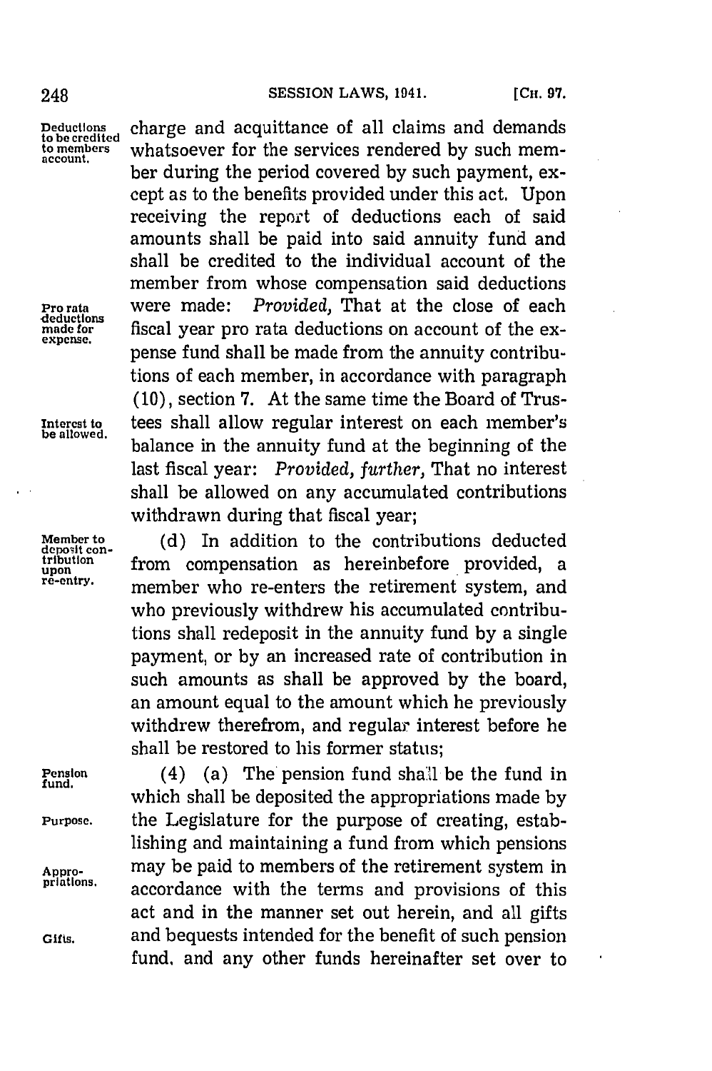charge and acquittance of all claims and demands whatsoever for the services rendered by such member during the period covered by such payment, except as to the benefits provided under this act. Upon receiving the report of deductions each of said amounts shall be paid into said annuity fund and shall be credited to the individual account of the member from whose compensation said deductions were made: *Provided,* That at the close of each fiscal year pro rata deductions on account of the expense fund shall be made from the annuity contributions of each member, in accordance with paragraph (10), section 7. At the same time the Board of Trustees shall allow regular interest on each member's balance in the annuity fund at the beginning of the last fiscal year: *Provided, further,* That no interest shall be allowed on any accumulated contributions withdrawn during that fiscal year;

Deductions to be credited to members account.

Pro rata deductions made for expense.

Interest to be allowed.

(d) In addition to the contributions deducted from compensation as hereinbefore provided, a member who re-enters the retirement system, and who previously withdrew his accumulated contributions shall redeposit in the annuity fund by a single payment, or by an increased rate of contribution in such amounts as shall be approved by the board, an amount equal to the amount which he previously withdrew therefrom, and regular interest before he shall be restored to his former status;

Member to deposit contribution upon re-entry.

(4) (a) The pension fund shall be the fund in which shall be deposited the appropriations made by the Legislature for the purpose of creating, establishing and maintaining a fund from which pensions may be paid to members of the retirement system in accordance with the terms and provisions of this act and in the manner set out herein, and all gifts and bequests intended for the benefit of such pension fund, and any other funds hereinafter set over to

Pension fund.

Purpose.

Appropriations.

Gifts.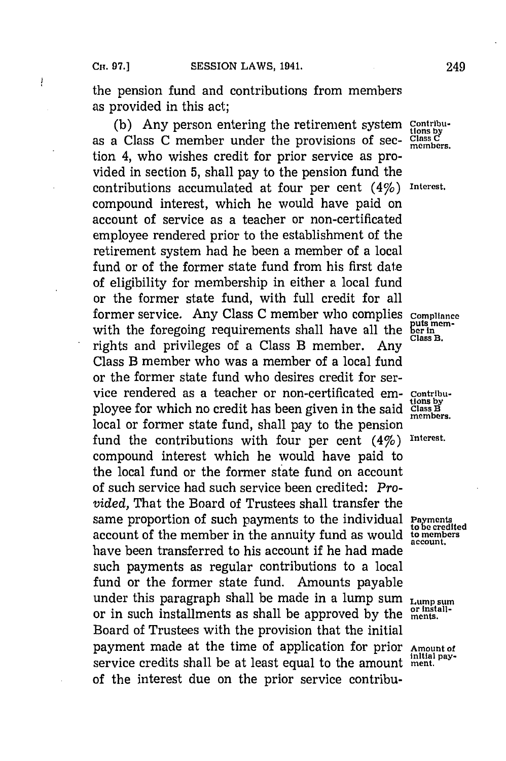the pension fund and contributions from members as provided in this act;

(b) Any person entering the retirement system as a Class C member under the provisions of section 4, who wishes credit for prior service as provided in section 5, shall pay to the pension fund the contributions accumulated at four per cent (4%) compound interest, which he would have paid on account of service as a teacher or non-certificated employee rendered prior to the establishment of the retirement system had he been a member of a local fund or of the former state fund from his first date of eligibility for membership in either a local fund or the former state fund, with full credit for all former service. Any Class C member who complies with the foregoing requirements shall have all the rights and privileges of a Class B member. Any Class B member who was a member of a local fund or the former state fund who desires credit for service rendered as a teacher or non-certificated employee for which no credit has been given in the said local or former state fund, shall pay to the pension fund the contributions with four per cent (4%) compound interest which he would have paid to the local fund or the former state fund on account of such service had such service been credited: *Provided*, That the Board of Trustees shall transfer the same proportion of such payments to the individual account of the member in the annuity fund as would have been transferred to his account if he had made such payments as regular contributions to a local fund or the former state fund. Amounts payable under this paragraph shall be made in a lump sum or in such installments as shall be approved by the Board of Trustees with the provision that the initial payment made at the time of application for prior service credits shall be at least equal to the amount of the interest due on the prior service contribu-

Contributions by Class C members.

Interest.

Compliance puts member in Class B.

Contributions by Class B members.

Interest.

Payments to be credited to members account.

Lump sum or installments.

Amount of initial payment.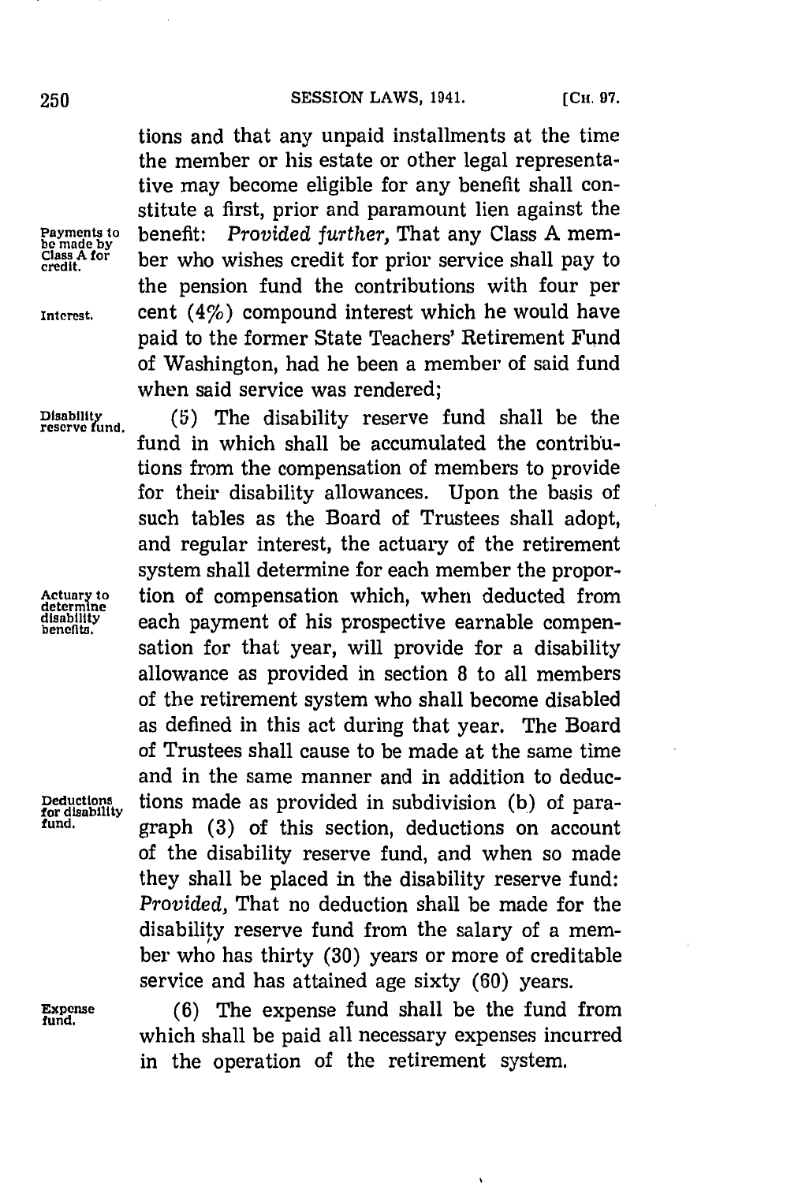tions and that any unpaid installments at the time the member or his estate or other legal representative may become eligible for any benefit shall constitute a first, prior and paramount lien against the benefit: *Provided further,* That any Class A member who wishes credit for prior service shall pay to the pension fund the contributions with four per cent (4%) compound interest which he would have paid to the former State Teachers' Retirement Fund of Washington, had he been a member of said fund when said service was rendered;

Payments to be made by Class A for credit.

Interest.

(5) The disability reserve fund shall be the fund in which shall be accumulated the contributions from the compensation of members to provide for their disability allowances. Upon the basis of such tables as the Board of Trustees shall adopt, and regular interest, the actuary of the retirement system shall determine for each member the proportion of compensation which, when deducted from each payment of his prospective earnable compensation for that year, will provide for a disability allowance as provided in section 8 to all members of the retirement system who shall become disabled as defined in this act during that year. The Board of Trustees shall cause to be made at the same time and in the same manner and in addition to deductions made as provided in subdivision (b) of paragraph (3) of this section, deductions on account of the disability reserve fund, and when so made they shall be placed in the disability reserve fund: *Provided,* That no deduction shall be made for the disability reserve fund from the salary of a member who has thirty (30) years or more of creditable service and has attained age sixty (60) years.

Disability reserve fund.

Actuary to determine disability benefits.

Deductions for disability fund.

(6) The expense fund shall be the fund from which shall be paid all necessary expenses incurred in the operation of the retirement system.

Expense fund.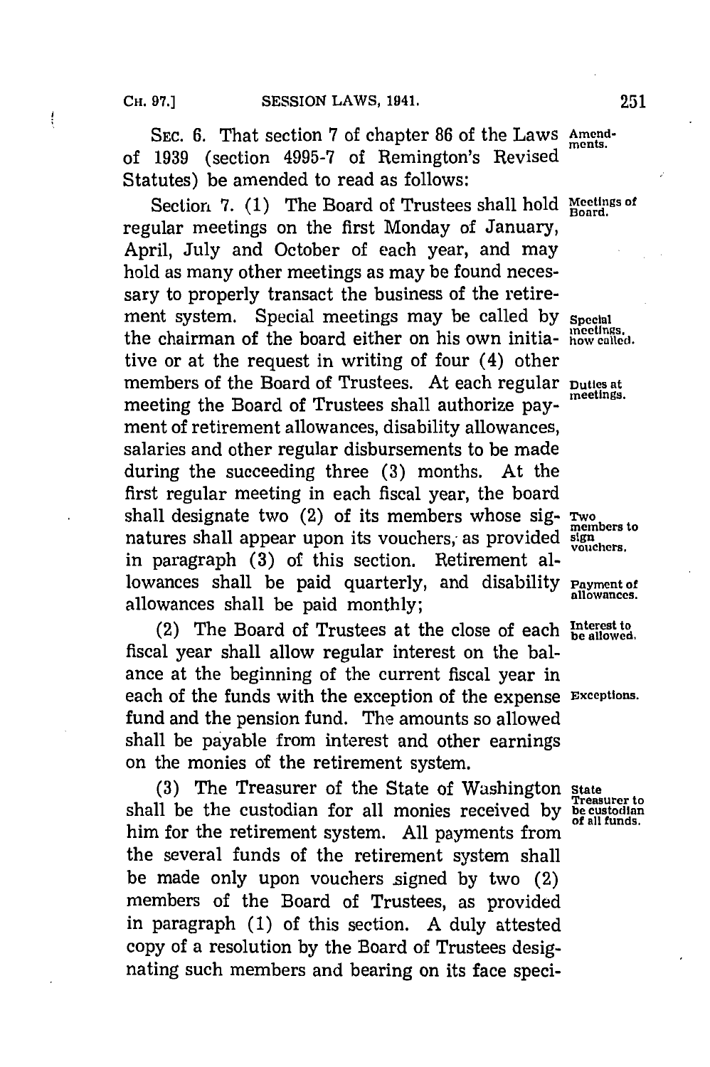SEC. 6. That section 7 of chapter 86 of the Laws of 1939 (section 4995-7 of Remington's Revised Statutes) be amended to read as follows:

Amendments.

Section 7. (1) The Board of Trustees shall hold regular meetings on the first Monday of January, April, July and October of each year, and may hold as many other meetings as may be found necessary to properly transact the business of the retirement system. Special meetings may be called by the chairman of the board either on his own initiative or at the request in writing of four (4) other members of the Board of Trustees. At each regular meeting the Board of Trustees shall authorize payment of retirement allowances, disability allowances, salaries and other regular disbursements to be made during the succeeding three (3) months. At the first regular meeting in each fiscal year, the board shall designate two (2) of its members whose signatures shall appear upon its vouchers, as provided in paragraph (3) of this section. Retirement allowances shall be paid quarterly, and disability allowances shall be paid monthly;

Meetings of Board.

Special meetings, how called.

Duties at meetings.

Two members to sign vouchers.

Payment of allowances.

(2) The Board of Trustees at the close of each fiscal year shall allow regular interest on the balance at the beginning of the current fiscal year in each of the funds with the exception of the expense fund and the pension fund. The amounts so allowed shall be payable from interest and other earnings on the monies of the retirement system.

Interest to be allowed.

Exceptions.

(3) The Treasurer of the State of Washington shall be the custodian for all monies received by him for the retirement system. All payments from the several funds of the retirement system shall be made only upon vouchers signed by two (2) members of the Board of Trustees, as provided in paragraph (1) of this section. A duly attested copy of a resolution by the Board of Trustees designating such members and bearing on its face speci-

State Treasurer to be custodian of all funds.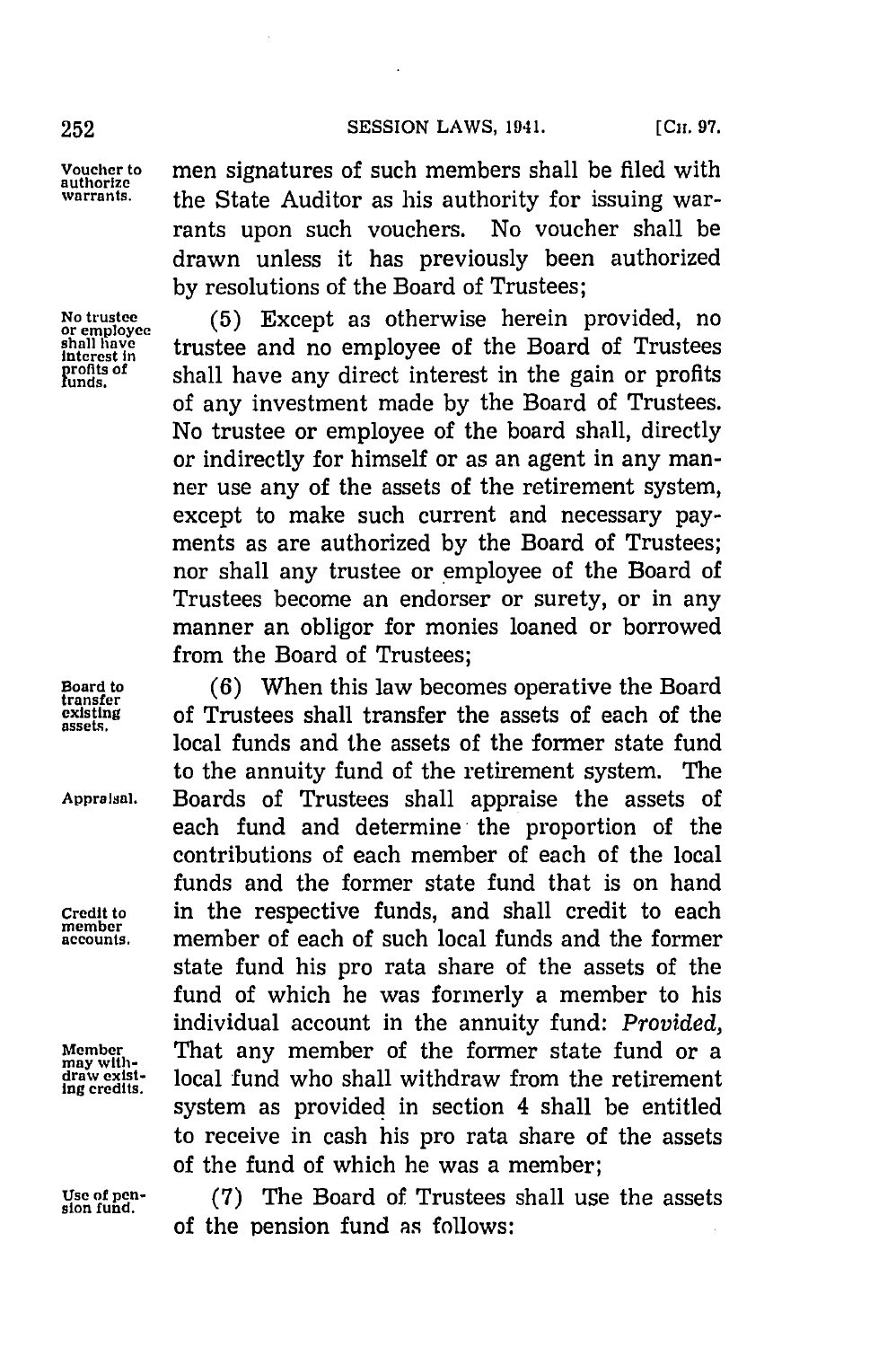men signatures of such members shall be filed with the State Auditor as his authority for issuing warrants upon such vouchers. No voucher shall be drawn unless it has previously been authorized by resolutions of the Board of Trustees;

(5) Except as otherwise herein provided, no trustee and no employee of the Board of Trustees shall have any direct interest in the gain or profits of any investment made by the Board of Trustees. No trustee or employee of the board shall, directly or indirectly for himself or as an agent in any manner use any of the assets of the retirement system, except to make such current and necessary payments as are authorized by the Board of Trustees; nor shall any trustee or employee of the Board of Trustees become an endorser or surety, or in any manner an obligor for monies loaned or borrowed from the Board of Trustees;

(6) When this law becomes operative the Board of Trustees shall transfer the assets of each of the local funds and the assets of the former state fund to the annuity fund of the retirement system. The Boards of Trustees shall appraise the assets of each fund and determine the proportion of the contributions of each member of each of the local funds and the former state fund that is on hand in the respective funds, and shall credit to each member of each of such local funds and the former state fund his pro rata share of the assets of the fund of which he was formerly a member to his individual account in the annuity fund: *Provided,* That any member of the former state fund or a local fund who shall withdraw from the retirement system as provided in section 4 shall be entitled to receive in cash his pro rata share of the assets of the fund of which he was a member;

(7) The Board of Trustees shall use the assets of the pension fund as follows: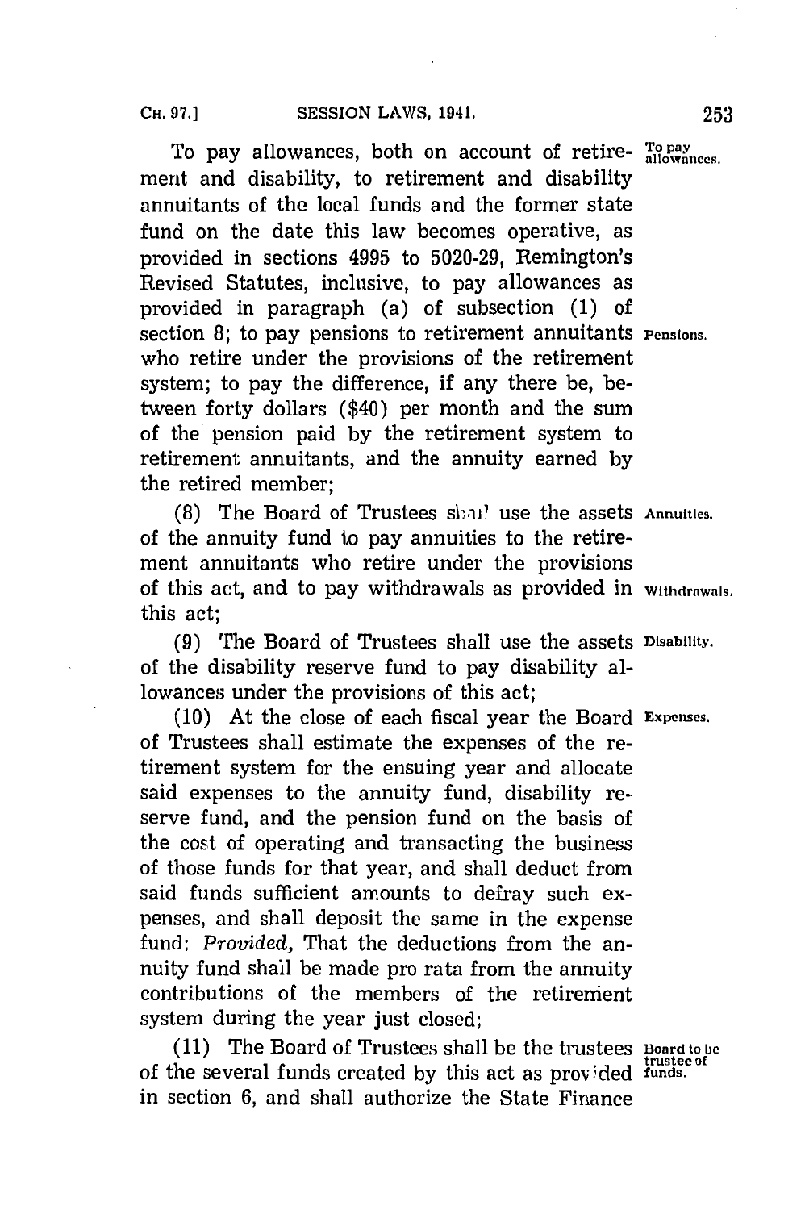To pay allowances, both on account of retirement and disability, to retirement and disability annuitants of the local funds and the former state fund on the date this law becomes operative, as provided in sections 4995 to 5020-29, Remington's Revised Statutes, inclusive, to pay allowances as provided in paragraph (a) of subsection (1) of section 8; to pay pensions to retirement annuitants who retire under the provisions of the retirement system; to pay the difference, if any there be, between forty dollars ($40) per month and the sum of the pension paid by the retirement system to retirement annuitants, and the annuity earned by the retired member;

To pay allowances.

Pensions.

(8) The Board of Trustees shall use the assets of the annuity fund to pay annuities to the retirement annuitants who retire under the provisions of this act, and to pay withdrawals as provided in this act;

Annuities.

Withdrawals.

(9) The Board of Trustees shall use the assets of the disability reserve fund to pay disability allowances under the provisions of this act;

Disability.

(10) At the close of each fiscal year the Board of Trustees shall estimate the expenses of the retirement system for the ensuing year and allocate said expenses to the annuity fund, disability reserve fund, and the pension fund on the basis of the cost of operating and transacting the business of those funds for that year, and shall deduct from said funds sufficient amounts to defray such expenses, and shall deposit the same in the expense fund: *Provided*, That the deductions from the annuity fund shall be made pro rata from the annuity contributions of the members of the retirement system during the year just closed;

Expenses.

(11) The Board of Trustees shall be the trustees of the several funds created by this act as provided in section 6, and shall authorize the State Finance

Board to be trustee of funds.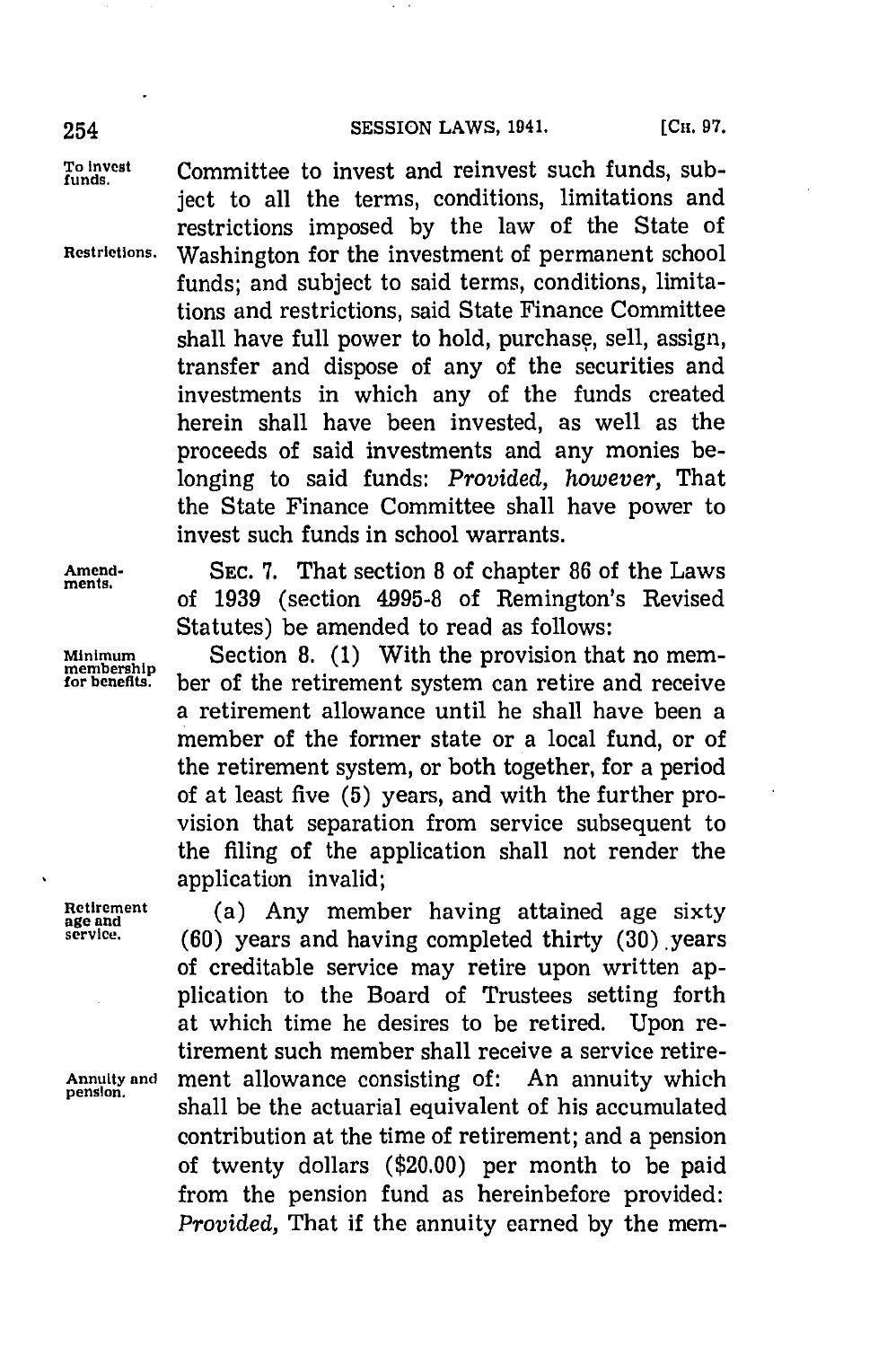Committee to invest and reinvest such funds, subject to all the terms, conditions, limitations and restrictions imposed by the law of the State of Washington for the investment of permanent school funds; and subject to said terms, conditions, limitations and restrictions, said State Finance Committee shall have full power to hold, purchase, sell, assign, transfer and dispose of any of the securities and investments in which any of the funds created herein shall have been invested, as well as the proceeds of said investments and any monies belonging to said funds: *Provided, however,* That the State Finance Committee shall have power to invest such funds in school warrants.

SEC. 7. That section 8 of chapter 86 of the Laws of 1939 (section 4995-8 of Remington's Revised Statutes) be amended to read as follows:

Section 8. (1) With the provision that no member of the retirement system can retire and receive a retirement allowance until he shall have been a member of the former state or a local fund, or of the retirement system, or both together, for a period of at least five (5) years, and with the further provision that separation from service subsequent to the filing of the application shall not render the application invalid;

(a) Any member having attained age sixty (60) years and having completed thirty (30) years of creditable service may retire upon written application to the Board of Trustees setting forth at which time he desires to be retired. Upon retirement such member shall receive a service retirement allowance consisting of: An annuity which shall be the actuarial equivalent of his accumulated contribution at the time of retirement; and a pension of twenty dollars ($20.00) per month to be paid from the pension fund as hereinbefore provided: *Provided,* That if the annuity earned by the mem-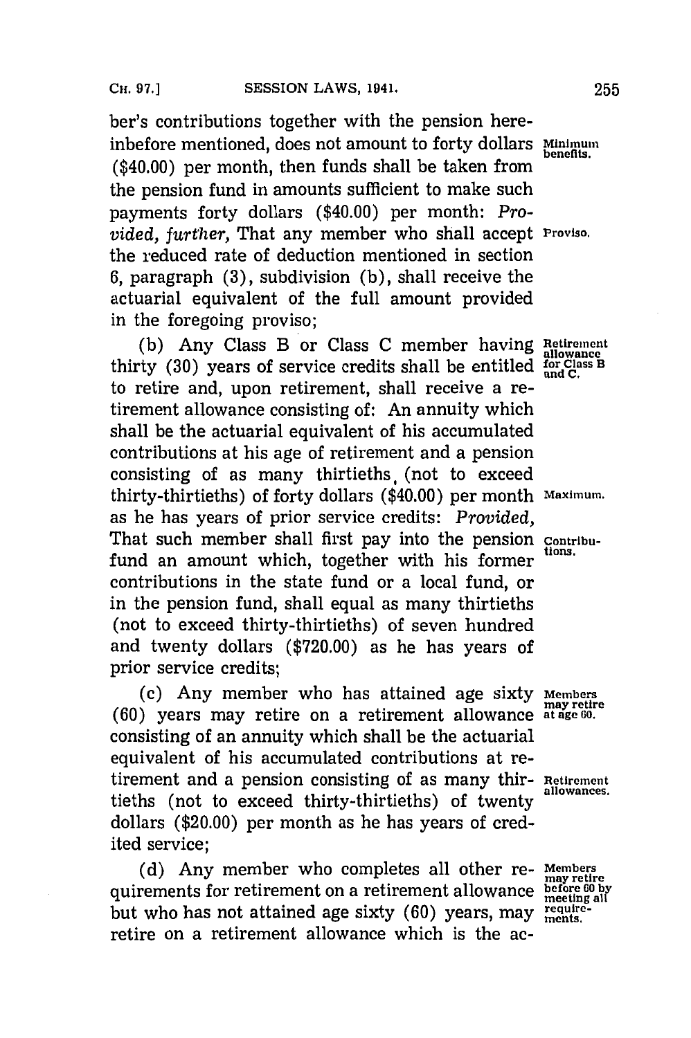ber's contributions together with the pension hereinbefore mentioned, does not amount to forty dollars ($40.00) per month, then funds shall be taken from the pension fund in amounts sufficient to make such payments forty dollars ($40.00) per month: *Provided, further,* That any member who shall accept the reduced rate of deduction mentioned in section 6, paragraph (3), subdivision (b), shall receive the actuarial equivalent of the full amount provided in the foregoing proviso;

Minimum benefits.

Proviso.

(b) Any Class B or Class C member having thirty (30) years of service credits shall be entitled to retire and, upon retirement, shall receive a retirement allowance consisting of: An annuity which shall be the actuarial equivalent of his accumulated contributions at his age of retirement and a pension consisting of as many thirtieths (not to exceed thirty-thirtieths) of forty dollars ($40.00) per month as he has years of prior service credits: *Provided,* That such member shall first pay into the pension fund an amount which, together with his former contributions in the state fund or a local fund, or in the pension fund, shall equal as many thirtieths (not to exceed thirty-thirtieths) of seven hundred and twenty dollars ($720.00) as he has years of prior service credits;

Retirement allowance for Class B and C.

Maximum.

Contributions.

(c) Any member who has attained age sixty (60) years may retire on a retirement allowance consisting of an annuity which shall be the actuarial equivalent of his accumulated contributions at retirement and a pension consisting of as many thirtieths (not to exceed thirty-thirtieths) of twenty dollars ($20.00) per month as he has years of credited service;

Members may retire at age 60.

Retirement allowances.

(d) Any member who completes all other requirements for retirement on a retirement allowance but who has not attained age sixty (60) years, may retire on a retirement allowance which is the ac-

Members may retire before 60 by meeting all requirements.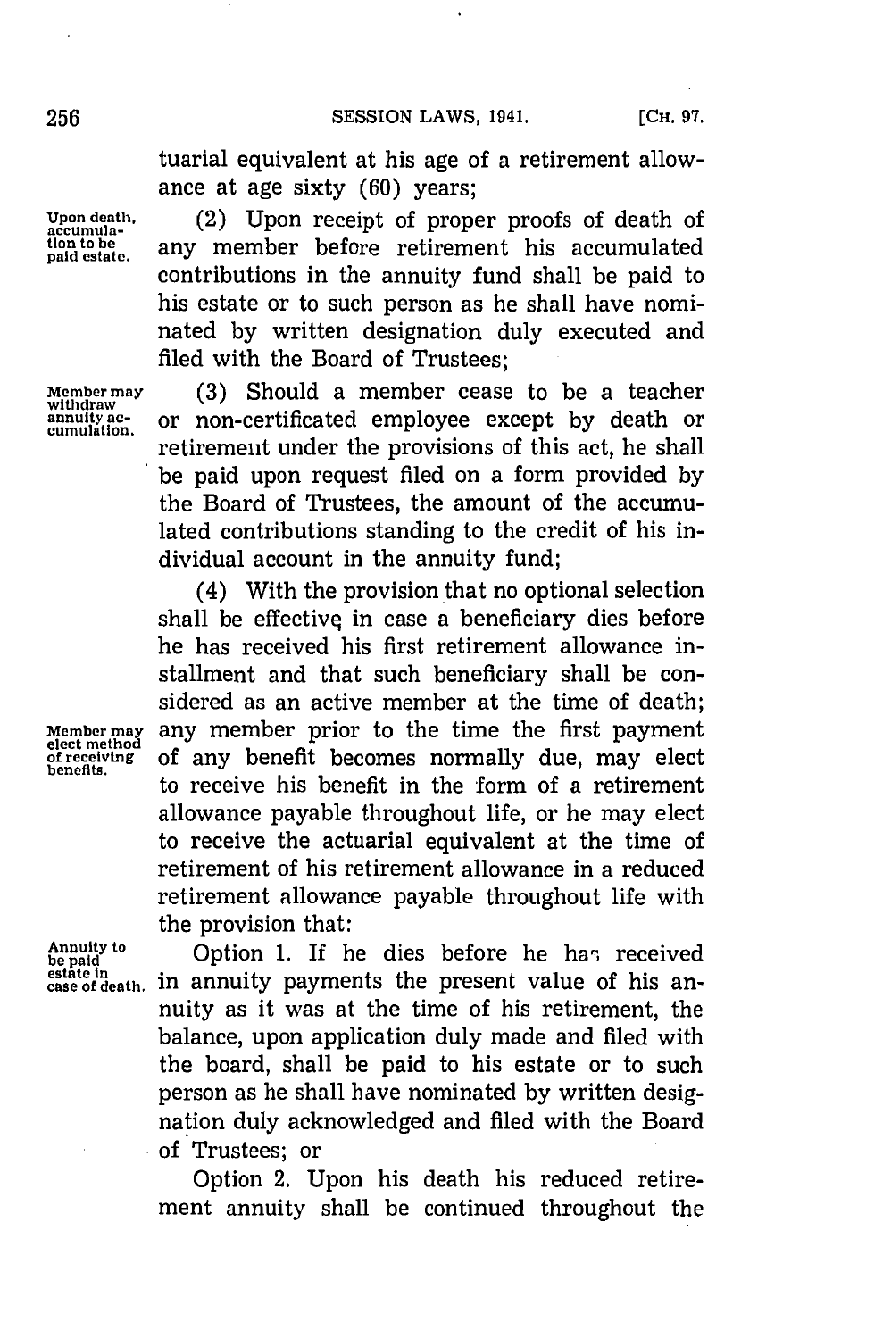tuarial equivalent at his age of a retirement allowance at age sixty (60) years;

Upon death, accumulation to be paid estate.

(2) Upon receipt of proper proofs of death of any member before retirement his accumulated contributions in the annuity fund shall be paid to his estate or to such person as he shall have nominated by written designation duly executed and filed with the Board of Trustees;

Member may withdraw annuity accumulation.

(3) Should a member cease to be a teacher or non-certificated employee except by death or retirement under the provisions of this act, he shall be paid upon request filed on a form provided by the Board of Trustees, the amount of the accumulated contributions standing to the credit of his individual account in the annuity fund;

(4) With the provision that no optional selection shall be effective in case a beneficiary dies before he has received his first retirement allowance installment and that such beneficiary shall be considered as an active member at the time of death; any member prior to the time the first payment of any benefit becomes normally due, may elect to receive his benefit in the form of a retirement allowance payable throughout life, or he may elect to receive the actuarial equivalent at the time of retirement of his retirement allowance in a reduced retirement allowance payable throughout life with the provision that:

Member may elect method of receiving benefits.

Annuity to be paid estate in case of death.

Option 1. If he dies before he has received in annuity payments the present value of his annuity as it was at the time of his retirement, the balance, upon application duly made and filed with the board, shall be paid to his estate or to such person as he shall have nominated by written designation duly acknowledged and filed with the Board of Trustees; or

Option 2. Upon his death his reduced retirement annuity shall be continued throughout the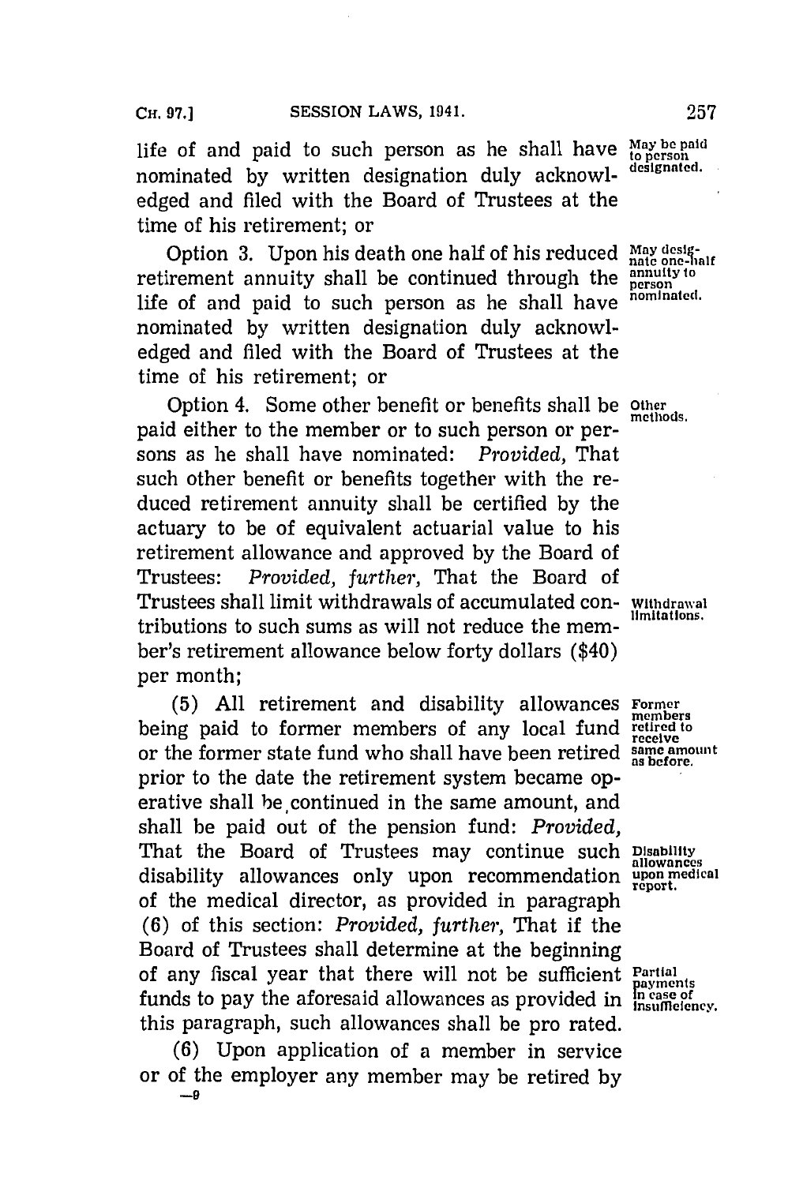life of and paid to such person as he shall have nominated by written designation duly acknowledged and filed with the Board of Trustees at the time of his retirement; or

May be paid to person designated.

Option 3. Upon his death one half of his reduced retirement annuity shall be continued through the life of and paid to such person as he shall have nominated by written designation duly acknowledged and filed with the Board of Trustees at the time of his retirement; or

May designate one-half annuity to person nominated.

Option 4. Some other benefit or benefits shall be paid either to the member or to such person or persons as he shall have nominated: *Provided*, That such other benefit or benefits together with the reduced retirement annuity shall be certified by the actuary to be of equivalent actuarial value to his retirement allowance and approved by the Board of Trustees: *Provided, further*, That the Board of Trustees shall limit withdrawals of accumulated contributions to such sums as will not reduce the member's retirement allowance below forty dollars ($40) per month;

Other methods.

Withdrawal limitations.

(5) All retirement and disability allowances being paid to former members of any local fund or the former state fund who shall have been retired prior to the date the retirement system became operative shall be continued in the same amount, and shall be paid out of the pension fund: *Provided*, That the Board of Trustees may continue such disability allowances only upon recommendation of the medical director, as provided in paragraph (6) of this section: *Provided, further*, That if the Board of Trustees shall determine at the beginning of any fiscal year that there will not be sufficient funds to pay the aforesaid allowances as provided in this paragraph, such allowances shall be pro rated.

Former members retired to receive same amount as before.

Disability allowances upon medical report.

Partial payments in case of insufficiency.

(6) Upon application of a member in service or of the employer any member may be retired by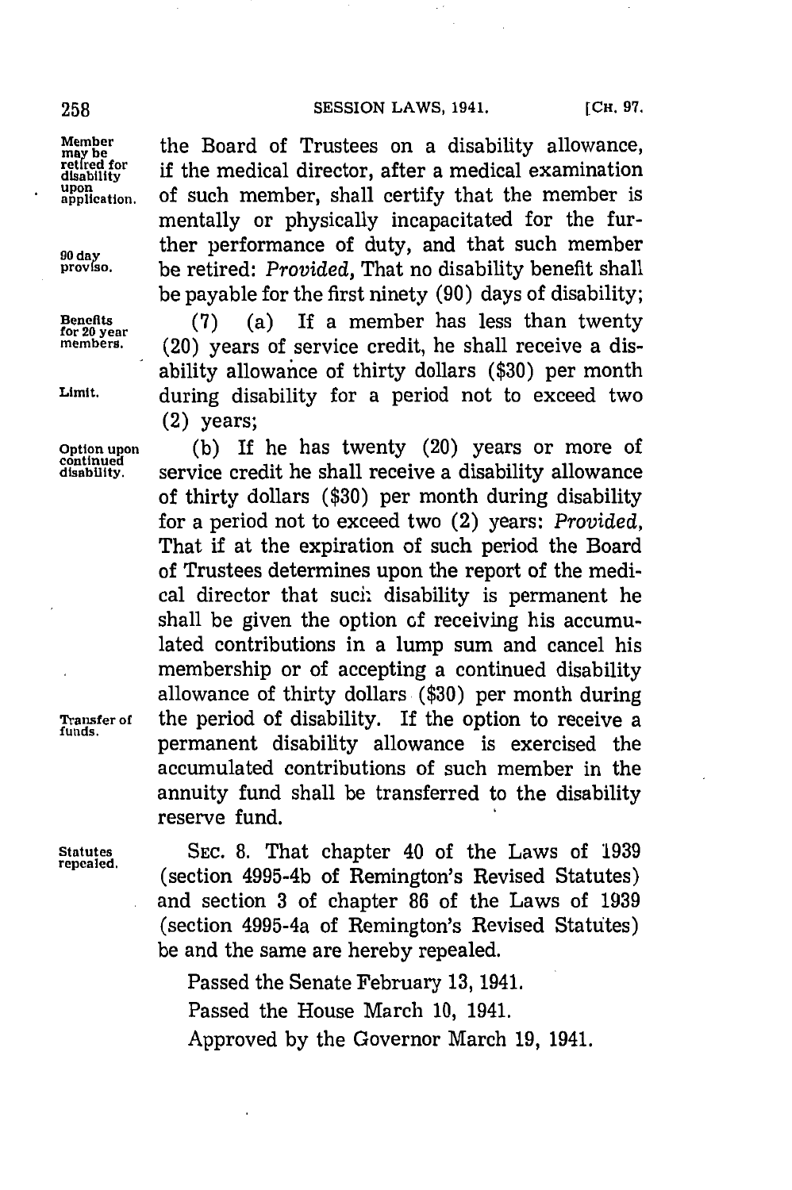the Board of Trustees on a disability allowance, if the medical director, after a medical examination of such member, shall certify that the member is mentally or physically incapacitated for the further performance of duty, and that such member be retired: *Provided*, That no disability benefit shall be payable for the first ninety (90) days of disability;

Member may be retired for disability upon application.

90 day proviso.

(7) (a) If a member has less than twenty (20) years of service credit, he shall receive a disability allowance of thirty dollars ($30) per month during disability for a period not to exceed two (2) years;

Benefits for 20 year members.

Limit.

(b) If he has twenty (20) years or more of service credit he shall receive a disability allowance of thirty dollars ($30) per month during disability for a period not to exceed two (2) years: *Provided*, That if at the expiration of such period the Board of Trustees determines upon the report of the medical director that such disability is permanent he shall be given the option of receiving his accumulated contributions in a lump sum and cancel his membership or of accepting a continued disability allowance of thirty dollars ($30) per month during the period of disability. If the option to receive a permanent disability allowance is exercised the accumulated contributions of such member in the annuity fund shall be transferred to the disability reserve fund.

Option upon continued disability.

Transfer of funds.

SEC. 8. That chapter 40 of the Laws of 1939 (section 4995-4b of Remington's Revised Statutes) and section 3 of chapter 86 of the Laws of 1939 (section 4995-4a of Remington's Revised Statutes) be and the same are hereby repealed.

Statutes repealed.

Passed the Senate February 13, 1941.

Passed the House March 10, 1941.

Approved by the Governor March 19, 1941.